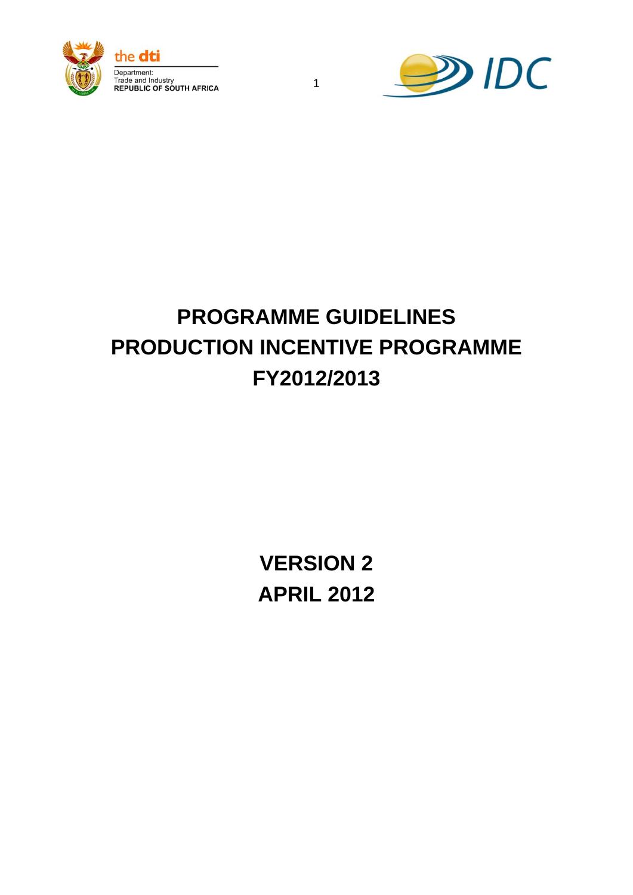the dti

Department:
Trade and Industry
REPUBLIC OF SOUTH AFRICA

IDC

# PROGRAMME GUIDELINES
# PRODUCTION INCENTIVE PROGRAMME
# FY2012/2013

## VERSION 2
## APRIL 2012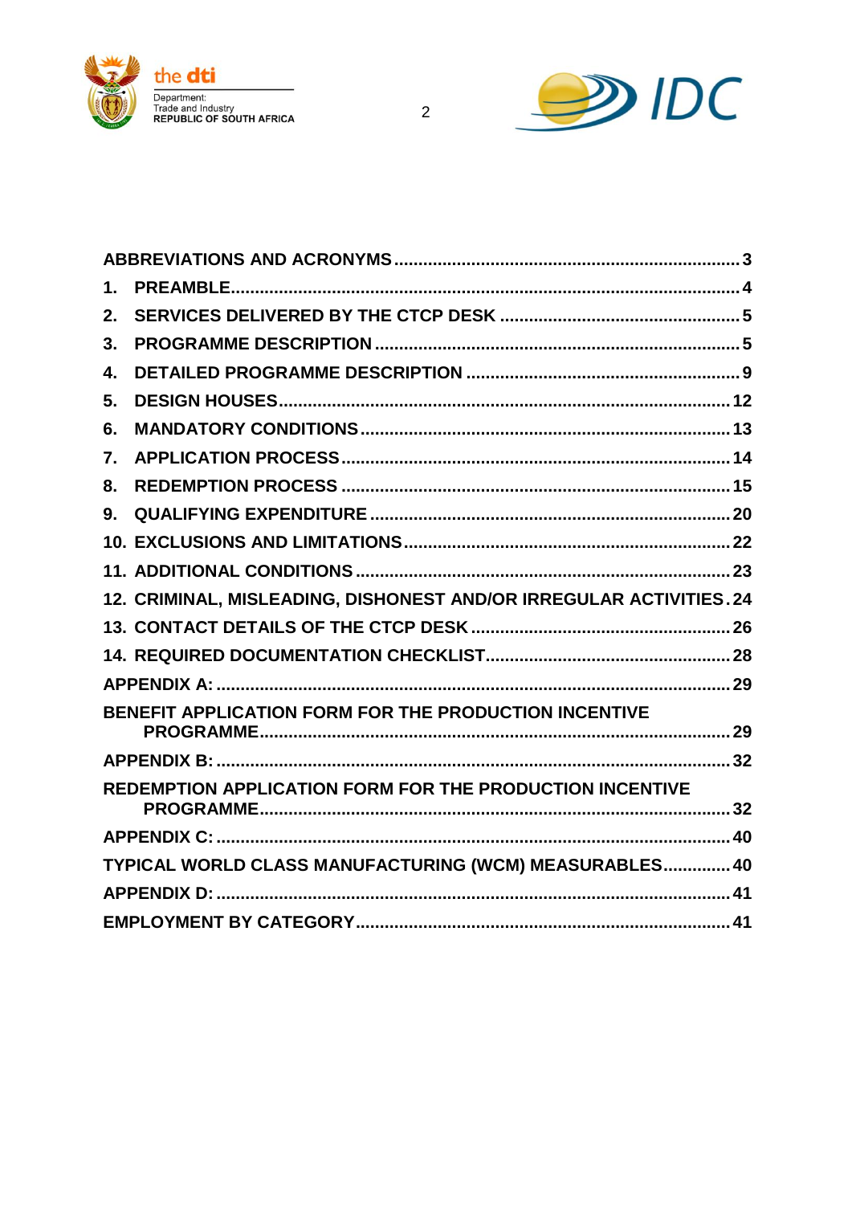| | |
|---|---|
| ABBREVIATIONS AND ACRONYMS | 3 |
| 1. PREAMBLE | 4 |
| 2. SERVICES DELIVERED BY THE CTCP DESK | 5 |
| 3. PROGRAMME DESCRIPTION | 5 |
| 4. DETAILED PROGRAMME DESCRIPTION | 9 |
| 5. DESIGN HOUSES | 12 |
| 6. MANDATORY CONDITIONS | 13 |
| 7. APPLICATION PROCESS | 14 |
| 8. REDEMPTION PROCESS | 15 |
| 9. QUALIFYING EXPENDITURE | 20 |
| 10. EXCLUSIONS AND LIMITATIONS | 22 |
| 11. ADDITIONAL CONDITIONS | 23 |
| 12. CRIMINAL, MISLEADING, DISHONEST AND/OR IRREGULAR ACTIVITIES | 24 |
| 13. CONTACT DETAILS OF THE CTCP DESK | 26 |
| 14. REQUIRED DOCUMENTATION CHECKLIST | 28 |
| APPENDIX A: | 29 |
| BENEFIT APPLICATION FORM FOR THE PRODUCTION INCENTIVE PROGRAMME | 29 |
| APPENDIX B: | 32 |
| REDEMPTION APPLICATION FORM FOR THE PRODUCTION INCENTIVE PROGRAMME | 32 |
| APPENDIX C: | 40 |
| TYPICAL WORLD CLASS MANUFACTURING (WCM) MEASURABLES | 40 |
| APPENDIX D: | 41 |
| EMPLOYMENT BY CATEGORY | 41 |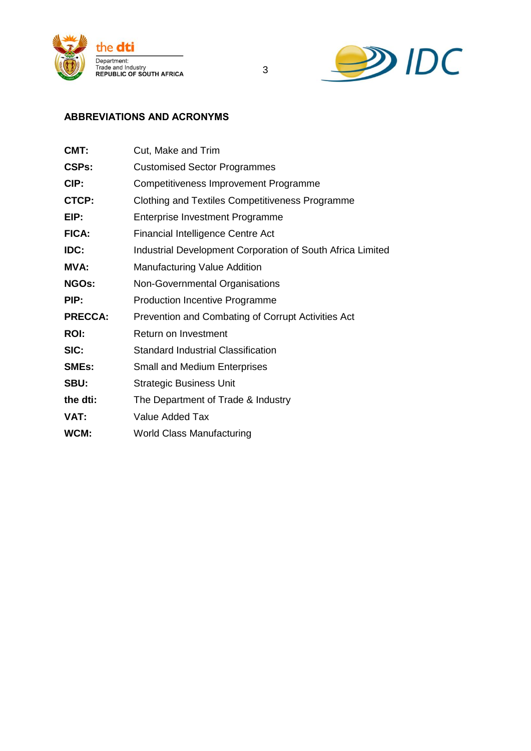## ABBREVIATIONS AND ACRONYMS

| | |
|---|---|
| **CMT:** | Cut, Make and Trim |
| **CSPs:** | Customised Sector Programmes |
| **CIP:** | Competitiveness Improvement Programme |
| **CTCP:** | Clothing and Textiles Competitiveness Programme |
| **EIP:** | Enterprise Investment Programme |
| **FICA:** | Financial Intelligence Centre Act |
| **IDC:** | Industrial Development Corporation of South Africa Limited |
| **MVA:** | Manufacturing Value Addition |
| **NGOs:** | Non-Governmental Organisations |
| **PIP:** | Production Incentive Programme |
| **PRECCA:** | Prevention and Combating of Corrupt Activities Act |
| **ROI:** | Return on Investment |
| **SIC:** | Standard Industrial Classification |
| **SMEs:** | Small and Medium Enterprises |
| **SBU:** | Strategic Business Unit |
| **the dti:** | The Department of Trade & Industry |
| **VAT:** | Value Added Tax |
| **WCM:** | World Class Manufacturing |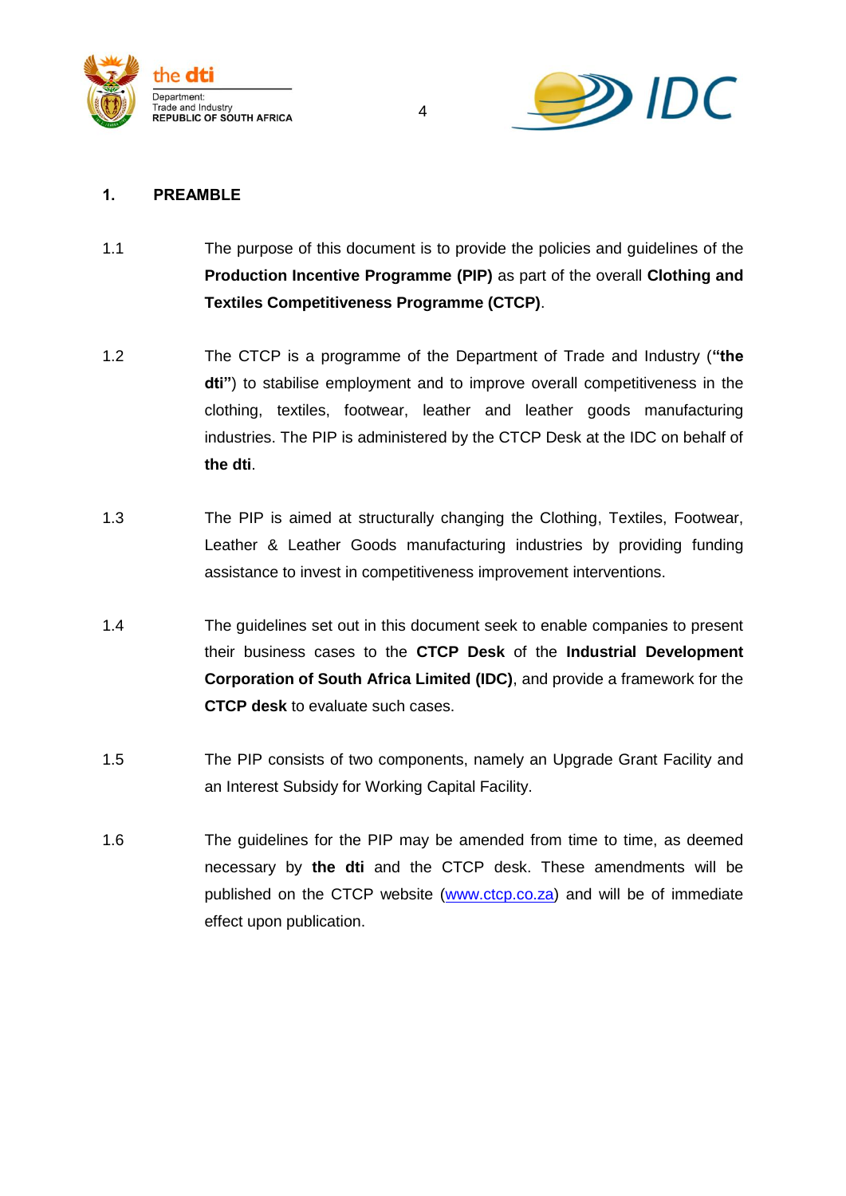## 1. PREAMBLE

1.1 The purpose of this document is to provide the policies and guidelines of the **Production Incentive Programme (PIP)** as part of the overall **Clothing and Textiles Competitiveness Programme (CTCP)**.

1.2 The CTCP is a programme of the Department of Trade and Industry (**"the dti"**) to stabilise employment and to improve overall competitiveness in the clothing, textiles, footwear, leather and leather goods manufacturing industries. The PIP is administered by the CTCP Desk at the IDC on behalf of **the dti**.

1.3 The PIP is aimed at structurally changing the Clothing, Textiles, Footwear, Leather & Leather Goods manufacturing industries by providing funding assistance to invest in competitiveness improvement interventions.

1.4 The guidelines set out in this document seek to enable companies to present their business cases to the **CTCP Desk** of the **Industrial Development Corporation of South Africa Limited (IDC)**, and provide a framework for the **CTCP desk** to evaluate such cases.

1.5 The PIP consists of two components, namely an Upgrade Grant Facility and an Interest Subsidy for Working Capital Facility.

1.6 The guidelines for the PIP may be amended from time to time, as deemed necessary by **the dti** and the CTCP desk. These amendments will be published on the CTCP website (www.ctcp.co.za) and will be of immediate effect upon publication.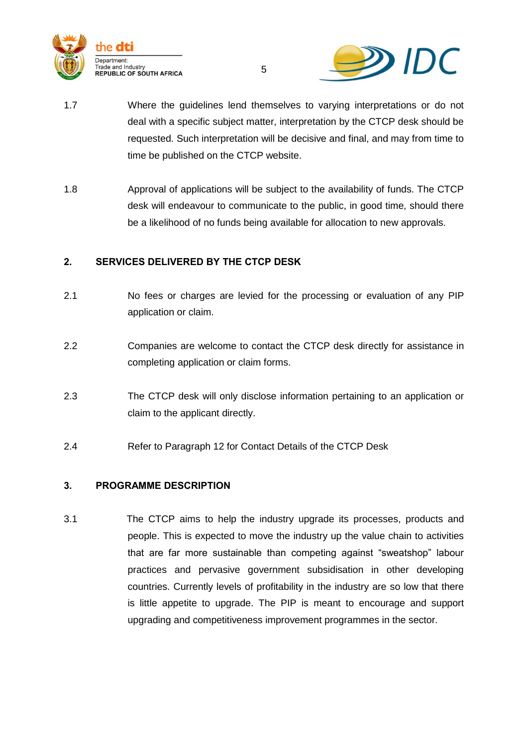1.7 Where the guidelines lend themselves to varying interpretations or do not deal with a specific subject matter, interpretation by the CTCP desk should be requested. Such interpretation will be decisive and final, and may from time to time be published on the CTCP website.

1.8 Approval of applications will be subject to the availability of funds. The CTCP desk will endeavour to communicate to the public, in good time, should there be a likelihood of no funds being available for allocation to new approvals.

## 2. SERVICES DELIVERED BY THE CTCP DESK

2.1 No fees or charges are levied for the processing or evaluation of any PIP application or claim.

2.2 Companies are welcome to contact the CTCP desk directly for assistance in completing application or claim forms.

2.3 The CTCP desk will only disclose information pertaining to an application or claim to the applicant directly.

2.4 Refer to Paragraph 12 for Contact Details of the CTCP Desk

## 3. PROGRAMME DESCRIPTION

3.1 The CTCP aims to help the industry upgrade its processes, products and people. This is expected to move the industry up the value chain to activities that are far more sustainable than competing against "sweatshop" labour practices and pervasive government subsidisation in other developing countries. Currently levels of profitability in the industry are so low that there is little appetite to upgrade. The PIP is meant to encourage and support upgrading and competitiveness improvement programmes in the sector.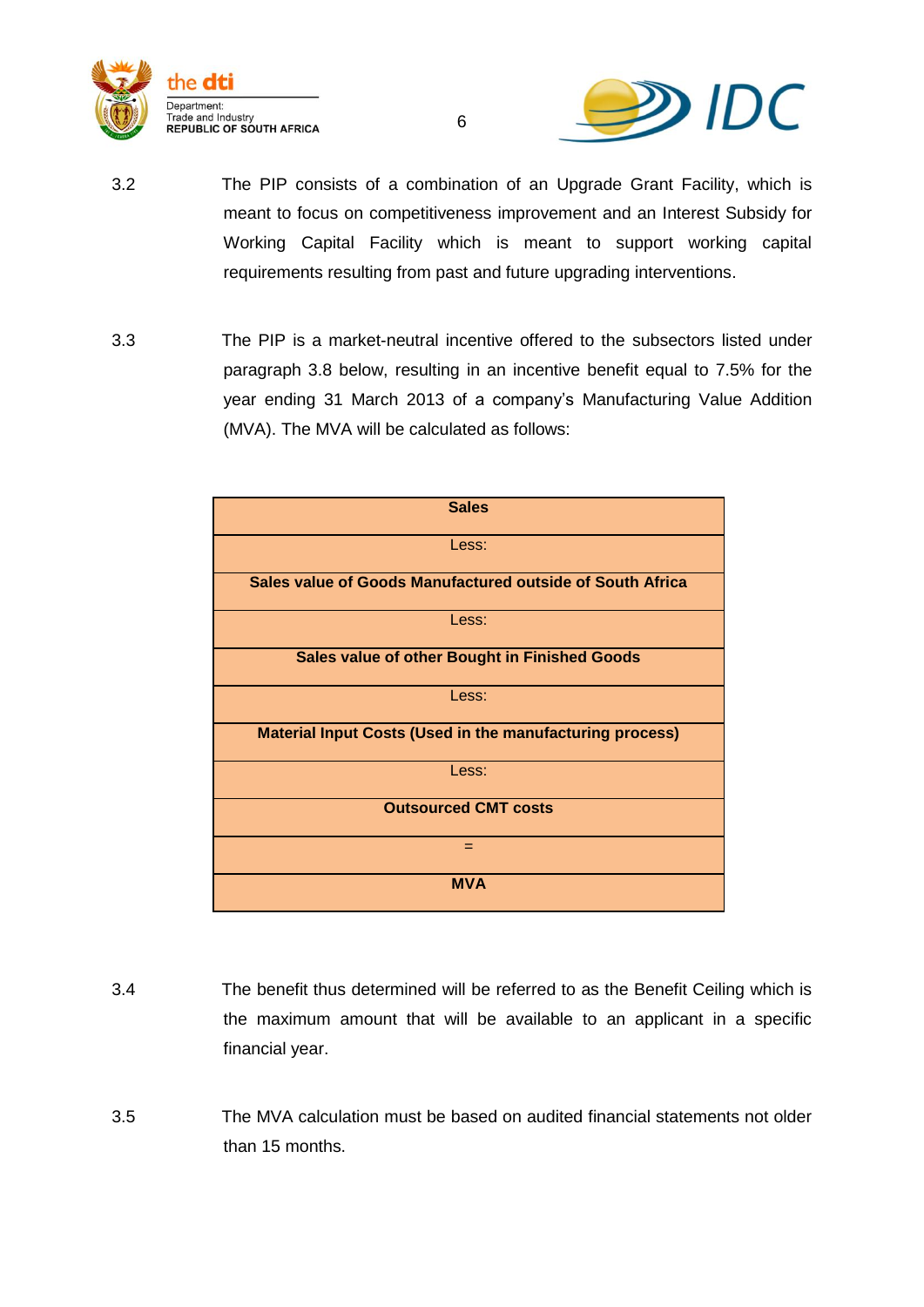3.2 The PIP consists of a combination of an Upgrade Grant Facility, which is meant to focus on competitiveness improvement and an Interest Subsidy for Working Capital Facility which is meant to support working capital requirements resulting from past and future upgrading interventions.

3.3 The PIP is a market-neutral incentive offered to the subsectors listed under paragraph 3.8 below, resulting in an incentive benefit equal to 7.5% for the year ending 31 March 2013 of a company's Manufacturing Value Addition (MVA). The MVA will be calculated as follows:

| **Sales** |
|---|
| Less: |
| **Sales value of Goods Manufactured outside of South Africa** |
| Less: |
| **Sales value of other Bought in Finished Goods** |
| Less: |
| **Material Input Costs (Used in the manufacturing process)** |
| Less: |
| **Outsourced CMT costs** |
| = |
| **MVA** |

3.4 The benefit thus determined will be referred to as the Benefit Ceiling which is the maximum amount that will be available to an applicant in a specific financial year.

3.5 The MVA calculation must be based on audited financial statements not older than 15 months.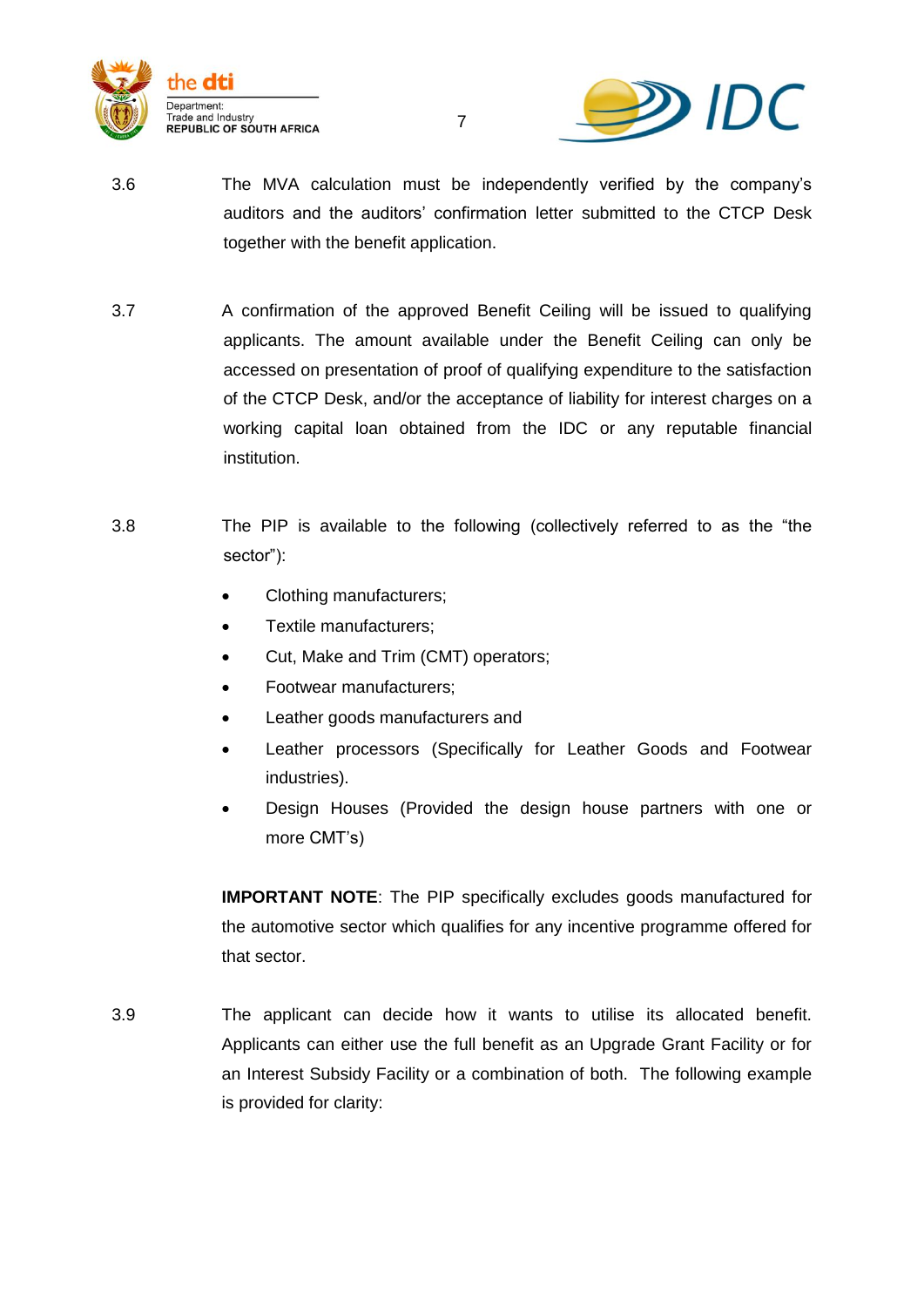3.6 The MVA calculation must be independently verified by the company's auditors and the auditors' confirmation letter submitted to the CTCP Desk together with the benefit application.

3.7 A confirmation of the approved Benefit Ceiling will be issued to qualifying applicants. The amount available under the Benefit Ceiling can only be accessed on presentation of proof of qualifying expenditure to the satisfaction of the CTCP Desk, and/or the acceptance of liability for interest charges on a working capital loan obtained from the IDC or any reputable financial institution.

3.8 The PIP is available to the following (collectively referred to as the "the sector"):

- Clothing manufacturers;
- Textile manufacturers;
- Cut, Make and Trim (CMT) operators;
- Footwear manufacturers;
- Leather goods manufacturers and
- Leather processors (Specifically for Leather Goods and Footwear industries).
- Design Houses (Provided the design house partners with one or more CMT's)

**IMPORTANT NOTE**: The PIP specifically excludes goods manufactured for the automotive sector which qualifies for any incentive programme offered for that sector.

3.9 The applicant can decide how it wants to utilise its allocated benefit. Applicants can either use the full benefit as an Upgrade Grant Facility or for an Interest Subsidy Facility or a combination of both. The following example is provided for clarity: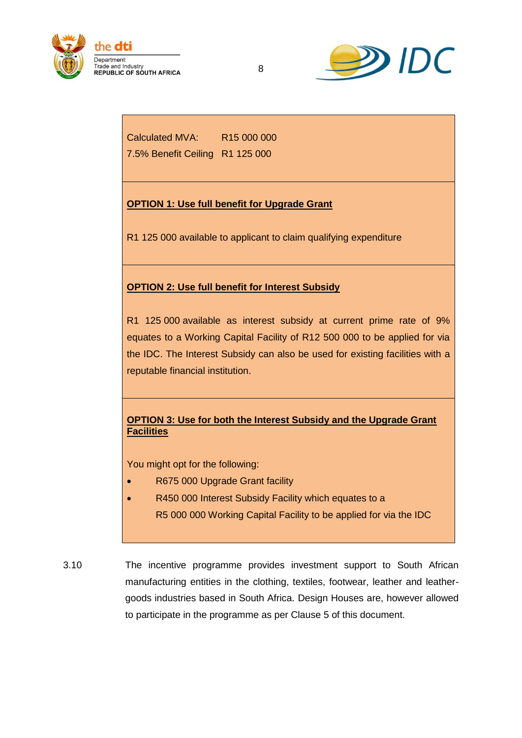Calculated MVA: R15 000 000

7.5% Benefit Ceiling R1 125 000

**<u>OPTION 1: Use full benefit for Upgrade Grant</u>**

R1 125 000 available to applicant to claim qualifying expenditure

**<u>OPTION 2: Use full benefit for Interest Subsidy</u>**

R1 125 000 available as interest subsidy at current prime rate of 9% equates to a Working Capital Facility of R12 500 000 to be applied for via the IDC. The Interest Subsidy can also be used for existing facilities with a reputable financial institution.

**<u>OPTION 3: Use for both the Interest Subsidy and the Upgrade Grant Facilities</u>**

You might opt for the following:

- R675 000 Upgrade Grant facility
- R450 000 Interest Subsidy Facility which equates to a R5 000 000 Working Capital Facility to be applied for via the IDC

3.10 The incentive programme provides investment support to South African manufacturing entities in the clothing, textiles, footwear, leather and leather-goods industries based in South Africa. Design Houses are, however allowed to participate in the programme as per Clause 5 of this document.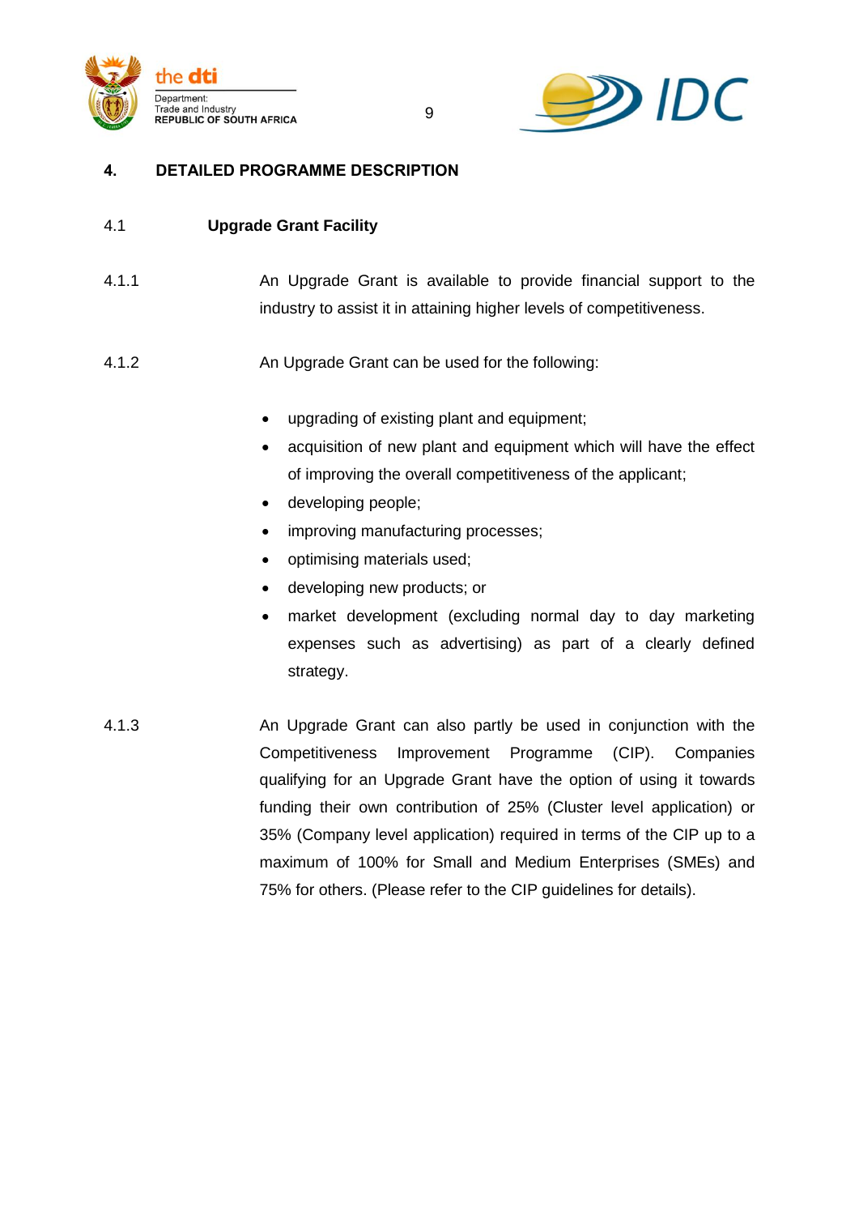## 4. DETAILED PROGRAMME DESCRIPTION

### 4.1 Upgrade Grant Facility

4.1.1 An Upgrade Grant is available to provide financial support to the industry to assist it in attaining higher levels of competitiveness.

4.1.2 An Upgrade Grant can be used for the following:

- upgrading of existing plant and equipment;
- acquisition of new plant and equipment which will have the effect of improving the overall competitiveness of the applicant;
- developing people;
- improving manufacturing processes;
- optimising materials used;
- developing new products; or
- market development (excluding normal day to day marketing expenses such as advertising) as part of a clearly defined strategy.

4.1.3 An Upgrade Grant can also partly be used in conjunction with the Competitiveness Improvement Programme (CIP). Companies qualifying for an Upgrade Grant have the option of using it towards funding their own contribution of 25% (Cluster level application) or 35% (Company level application) required in terms of the CIP up to a maximum of 100% for Small and Medium Enterprises (SMEs) and 75% for others. (Please refer to the CIP guidelines for details).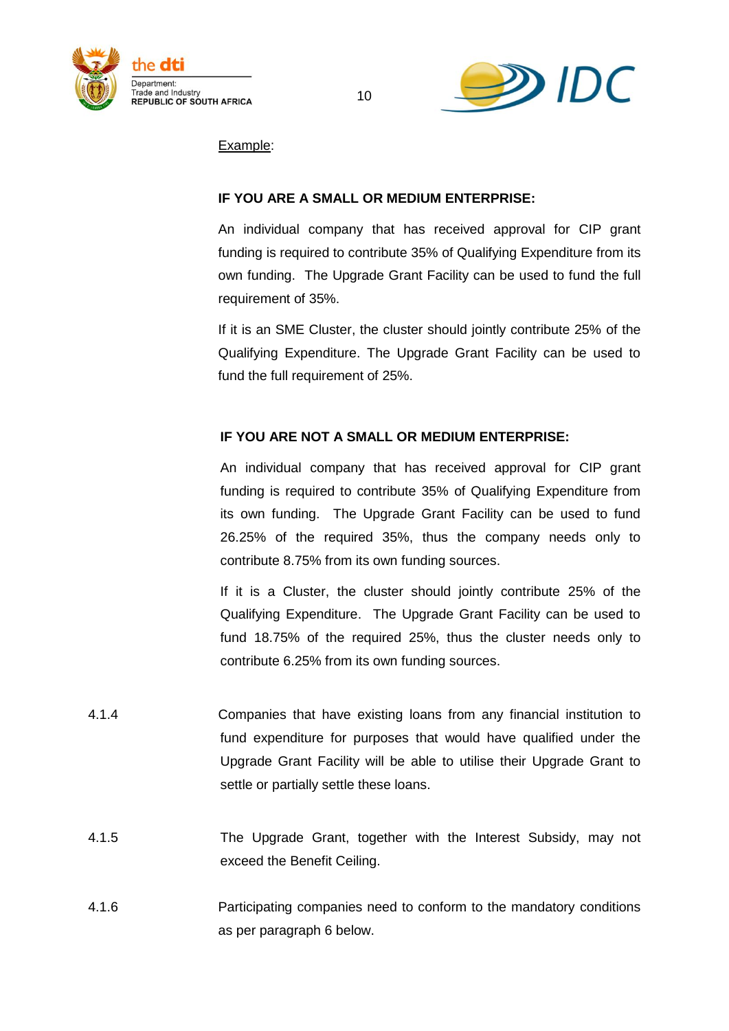Example:

**IF YOU ARE A SMALL OR MEDIUM ENTERPRISE:**

An individual company that has received approval for CIP grant funding is required to contribute 35% of Qualifying Expenditure from its own funding. The Upgrade Grant Facility can be used to fund the full requirement of 35%.

If it is an SME Cluster, the cluster should jointly contribute 25% of the Qualifying Expenditure. The Upgrade Grant Facility can be used to fund the full requirement of 25%.

**IF YOU ARE NOT A SMALL OR MEDIUM ENTERPRISE:**

An individual company that has received approval for CIP grant funding is required to contribute 35% of Qualifying Expenditure from its own funding. The Upgrade Grant Facility can be used to fund 26.25% of the required 35%, thus the company needs only to contribute 8.75% from its own funding sources.

If it is a Cluster, the cluster should jointly contribute 25% of the Qualifying Expenditure. The Upgrade Grant Facility can be used to fund 18.75% of the required 25%, thus the cluster needs only to contribute 6.25% from its own funding sources.

4.1.4 Companies that have existing loans from any financial institution to fund expenditure for purposes that would have qualified under the Upgrade Grant Facility will be able to utilise their Upgrade Grant to settle or partially settle these loans.

4.1.5 The Upgrade Grant, together with the Interest Subsidy, may not exceed the Benefit Ceiling.

4.1.6 Participating companies need to conform to the mandatory conditions as per paragraph 6 below.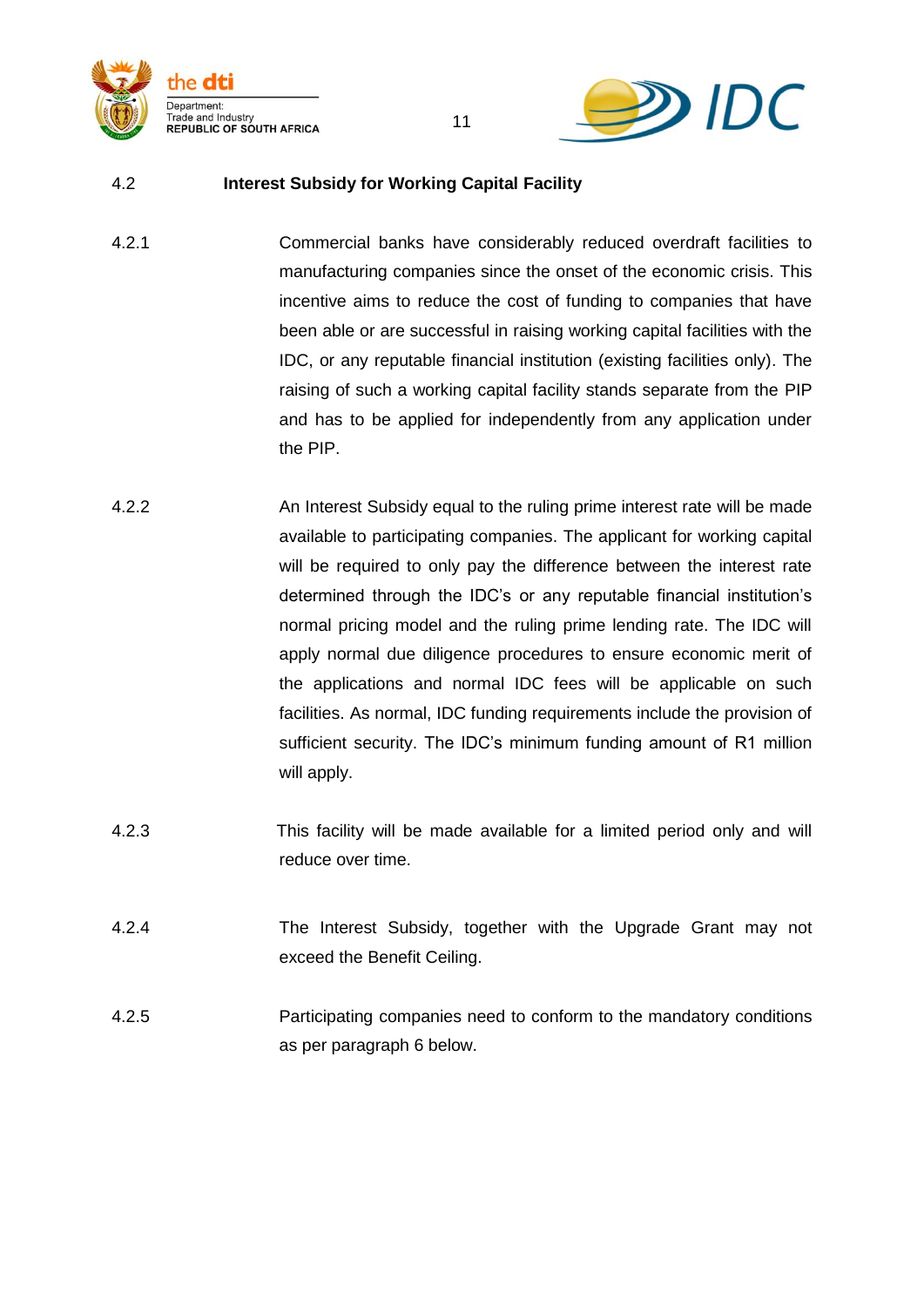## 4.2 Interest Subsidy for Working Capital Facility

4.2.1 Commercial banks have considerably reduced overdraft facilities to manufacturing companies since the onset of the economic crisis. This incentive aims to reduce the cost of funding to companies that have been able or are successful in raising working capital facilities with the IDC, or any reputable financial institution (existing facilities only). The raising of such a working capital facility stands separate from the PIP and has to be applied for independently from any application under the PIP.

4.2.2 An Interest Subsidy equal to the ruling prime interest rate will be made available to participating companies. The applicant for working capital will be required to only pay the difference between the interest rate determined through the IDC's or any reputable financial institution's normal pricing model and the ruling prime lending rate. The IDC will apply normal due diligence procedures to ensure economic merit of the applications and normal IDC fees will be applicable on such facilities. As normal, IDC funding requirements include the provision of sufficient security. The IDC's minimum funding amount of R1 million will apply.

4.2.3 This facility will be made available for a limited period only and will reduce over time.

4.2.4 The Interest Subsidy, together with the Upgrade Grant may not exceed the Benefit Ceiling.

4.2.5 Participating companies need to conform to the mandatory conditions as per paragraph 6 below.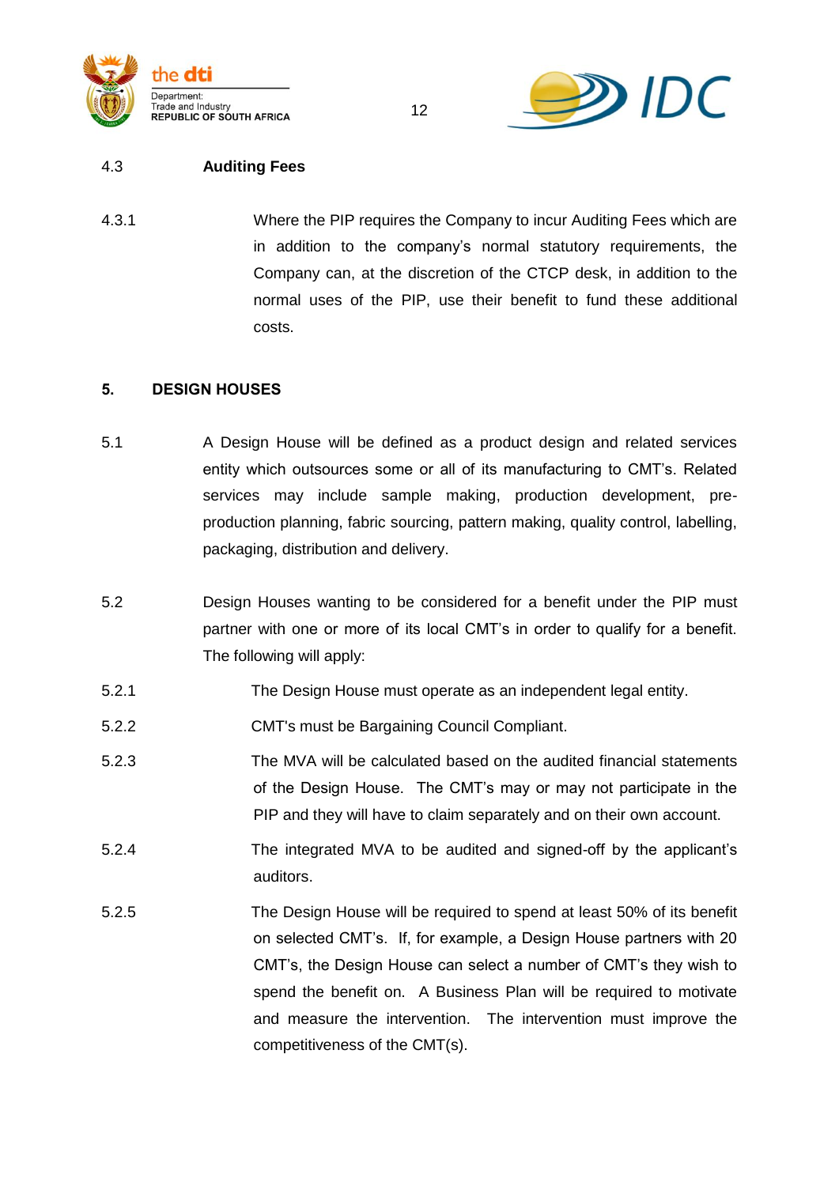### 4.3 Auditing Fees

4.3.1 Where the PIP requires the Company to incur Auditing Fees which are in addition to the company's normal statutory requirements, the Company can, at the discretion of the CTCP desk, in addition to the normal uses of the PIP, use their benefit to fund these additional costs.

## 5. DESIGN HOUSES

5.1 A Design House will be defined as a product design and related services entity which outsources some or all of its manufacturing to CMT's. Related services may include sample making, production development, pre-production planning, fabric sourcing, pattern making, quality control, labelling, packaging, distribution and delivery.

5.2 Design Houses wanting to be considered for a benefit under the PIP must partner with one or more of its local CMT's in order to qualify for a benefit. The following will apply:

5.2.1 The Design House must operate as an independent legal entity.

5.2.2 CMT's must be Bargaining Council Compliant.

5.2.3 The MVA will be calculated based on the audited financial statements of the Design House. The CMT's may or may not participate in the PIP and they will have to claim separately and on their own account.

5.2.4 The integrated MVA to be audited and signed-off by the applicant's auditors.

5.2.5 The Design House will be required to spend at least 50% of its benefit on selected CMT's. If, for example, a Design House partners with 20 CMT's, the Design House can select a number of CMT's they wish to spend the benefit on. A Business Plan will be required to motivate and measure the intervention. The intervention must improve the competitiveness of the CMT(s).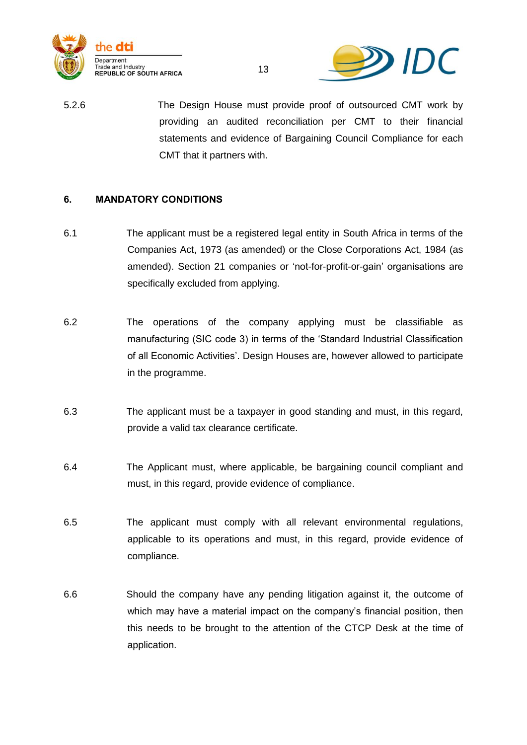5.2.6 The Design House must provide proof of outsourced CMT work by providing an audited reconciliation per CMT to their financial statements and evidence of Bargaining Council Compliance for each CMT that it partners with.

## 6. MANDATORY CONDITIONS

6.1 The applicant must be a registered legal entity in South Africa in terms of the Companies Act, 1973 (as amended) or the Close Corporations Act, 1984 (as amended). Section 21 companies or 'not-for-profit-or-gain' organisations are specifically excluded from applying.

6.2 The operations of the company applying must be classifiable as manufacturing (SIC code 3) in terms of the 'Standard Industrial Classification of all Economic Activities'. Design Houses are, however allowed to participate in the programme.

6.3 The applicant must be a taxpayer in good standing and must, in this regard, provide a valid tax clearance certificate.

6.4 The Applicant must, where applicable, be bargaining council compliant and must, in this regard, provide evidence of compliance.

6.5 The applicant must comply with all relevant environmental regulations, applicable to its operations and must, in this regard, provide evidence of compliance.

6.6 Should the company have any pending litigation against it, the outcome of which may have a material impact on the company's financial position, then this needs to be brought to the attention of the CTCP Desk at the time of application.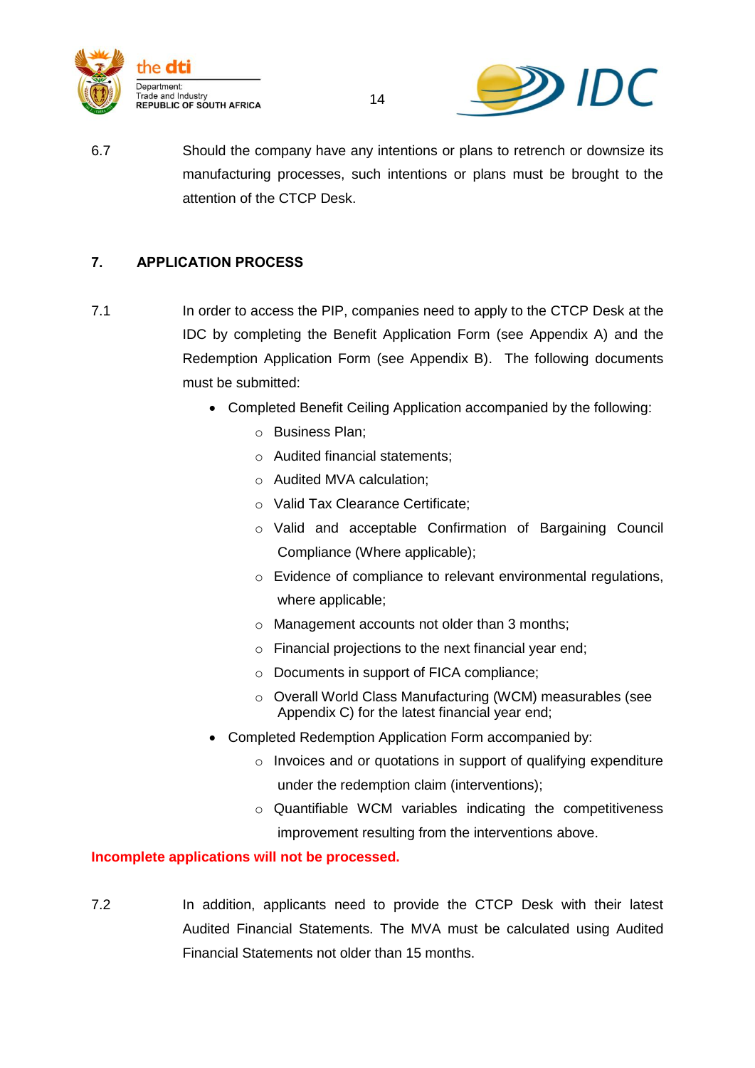6.7 Should the company have any intentions or plans to retrench or downsize its manufacturing processes, such intentions or plans must be brought to the attention of the CTCP Desk.

## 7. APPLICATION PROCESS

7.1 In order to access the PIP, companies need to apply to the CTCP Desk at the IDC by completing the Benefit Application Form (see Appendix A) and the Redemption Application Form (see Appendix B). The following documents must be submitted:

- Completed Benefit Ceiling Application accompanied by the following:
    - Business Plan;
    - Audited financial statements;
    - Audited MVA calculation;
    - Valid Tax Clearance Certificate;
    - Valid and acceptable Confirmation of Bargaining Council Compliance (Where applicable);
    - Evidence of compliance to relevant environmental regulations, where applicable;
    - Management accounts not older than 3 months;
    - Financial projections to the next financial year end;
    - Documents in support of FICA compliance;
    - Overall World Class Manufacturing (WCM) measurables (see Appendix C) for the latest financial year end;
- Completed Redemption Application Form accompanied by:
    - Invoices and or quotations in support of qualifying expenditure under the redemption claim (interventions);
    - Quantifiable WCM variables indicating the competitiveness improvement resulting from the interventions above.

**Incomplete applications will not be processed.**

7.2 In addition, applicants need to provide the CTCP Desk with their latest Audited Financial Statements. The MVA must be calculated using Audited Financial Statements not older than 15 months.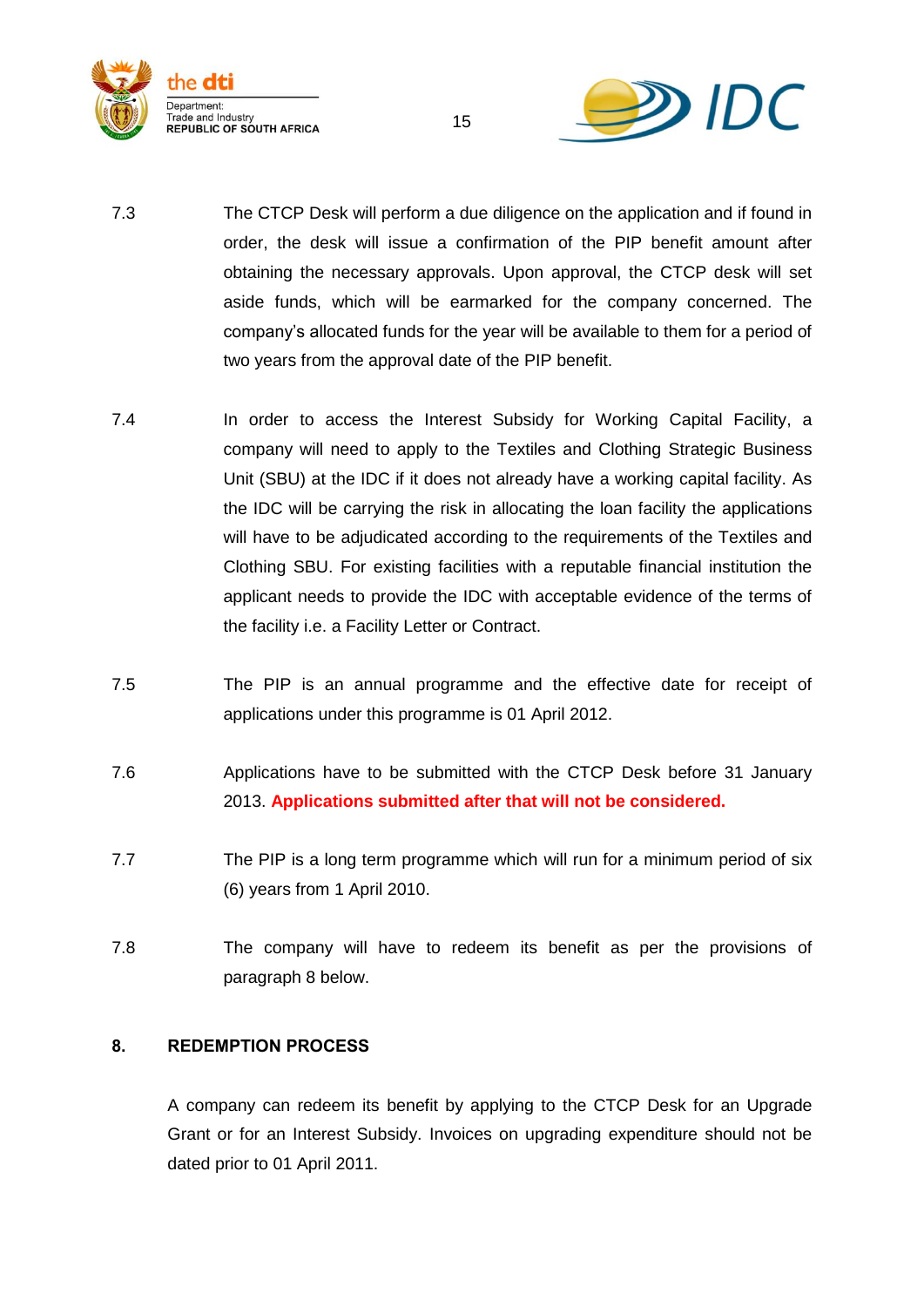7.3 The CTCP Desk will perform a due diligence on the application and if found in order, the desk will issue a confirmation of the PIP benefit amount after obtaining the necessary approvals. Upon approval, the CTCP desk will set aside funds, which will be earmarked for the company concerned. The company's allocated funds for the year will be available to them for a period of two years from the approval date of the PIP benefit.

7.4 In order to access the Interest Subsidy for Working Capital Facility, a company will need to apply to the Textiles and Clothing Strategic Business Unit (SBU) at the IDC if it does not already have a working capital facility. As the IDC will be carrying the risk in allocating the loan facility the applications will have to be adjudicated according to the requirements of the Textiles and Clothing SBU. For existing facilities with a reputable financial institution the applicant needs to provide the IDC with acceptable evidence of the terms of the facility i.e. a Facility Letter or Contract.

7.5 The PIP is an annual programme and the effective date for receipt of applications under this programme is 01 April 2012.

7.6 Applications have to be submitted with the CTCP Desk before 31 January 2013. **Applications submitted after that will not be considered.**

7.7 The PIP is a long term programme which will run for a minimum period of six (6) years from 1 April 2010.

7.8 The company will have to redeem its benefit as per the provisions of paragraph 8 below.

## 8. REDEMPTION PROCESS

A company can redeem its benefit by applying to the CTCP Desk for an Upgrade Grant or for an Interest Subsidy. Invoices on upgrading expenditure should not be dated prior to 01 April 2011.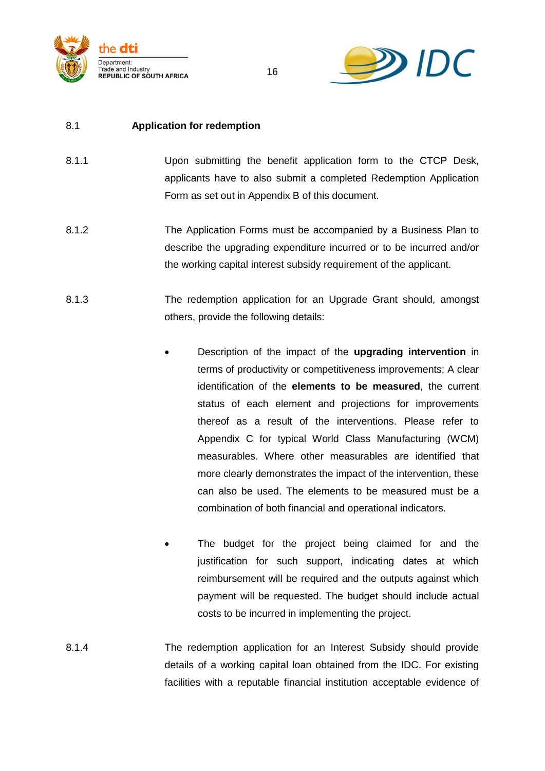## 8.1 Application for redemption

8.1.1 Upon submitting the benefit application form to the CTCP Desk, applicants have to also submit a completed Redemption Application Form as set out in Appendix B of this document.

8.1.2 The Application Forms must be accompanied by a Business Plan to describe the upgrading expenditure incurred or to be incurred and/or the working capital interest subsidy requirement of the applicant.

8.1.3 The redemption application for an Upgrade Grant should, amongst others, provide the following details:

- Description of the impact of the **upgrading intervention** in terms of productivity or competitiveness improvements: A clear identification of the **elements to be measured**, the current status of each element and projections for improvements thereof as a result of the interventions. Please refer to Appendix C for typical World Class Manufacturing (WCM) measurables. Where other measurables are identified that more clearly demonstrates the impact of the intervention, these can also be used. The elements to be measured must be a combination of both financial and operational indicators.

- The budget for the project being claimed for and the justification for such support, indicating dates at which reimbursement will be required and the outputs against which payment will be requested. The budget should include actual costs to be incurred in implementing the project.

8.1.4 The redemption application for an Interest Subsidy should provide details of a working capital loan obtained from the IDC. For existing facilities with a reputable financial institution acceptable evidence of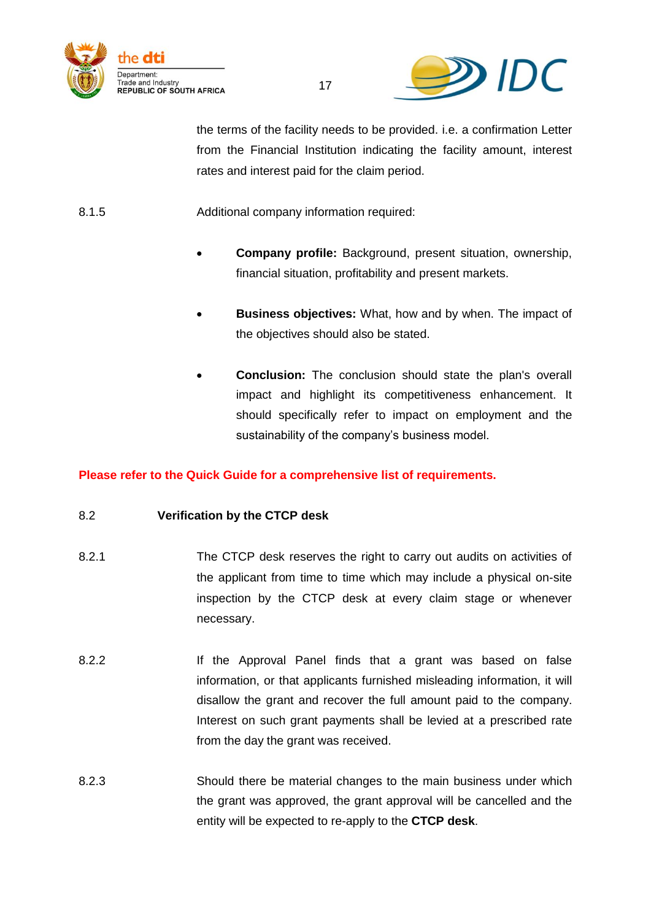the terms of the facility needs to be provided. i.e. a confirmation Letter from the Financial Institution indicating the facility amount, interest rates and interest paid for the claim period.

8.1.5 Additional company information required:

- **Company profile:** Background, present situation, ownership, financial situation, profitability and present markets.
- **Business objectives:** What, how and by when. The impact of the objectives should also be stated.
- **Conclusion:** The conclusion should state the plan's overall impact and highlight its competitiveness enhancement. It should specifically refer to impact on employment and the sustainability of the company's business model.

**Please refer to the Quick Guide for a comprehensive list of requirements.**

## 8.2 Verification by the CTCP desk

8.2.1 The CTCP desk reserves the right to carry out audits on activities of the applicant from time to time which may include a physical on-site inspection by the CTCP desk at every claim stage or whenever necessary.

8.2.2 If the Approval Panel finds that a grant was based on false information, or that applicants furnished misleading information, it will disallow the grant and recover the full amount paid to the company. Interest on such grant payments shall be levied at a prescribed rate from the day the grant was received.

8.2.3 Should there be material changes to the main business under which the grant was approved, the grant approval will be cancelled and the entity will be expected to re-apply to the **CTCP desk**.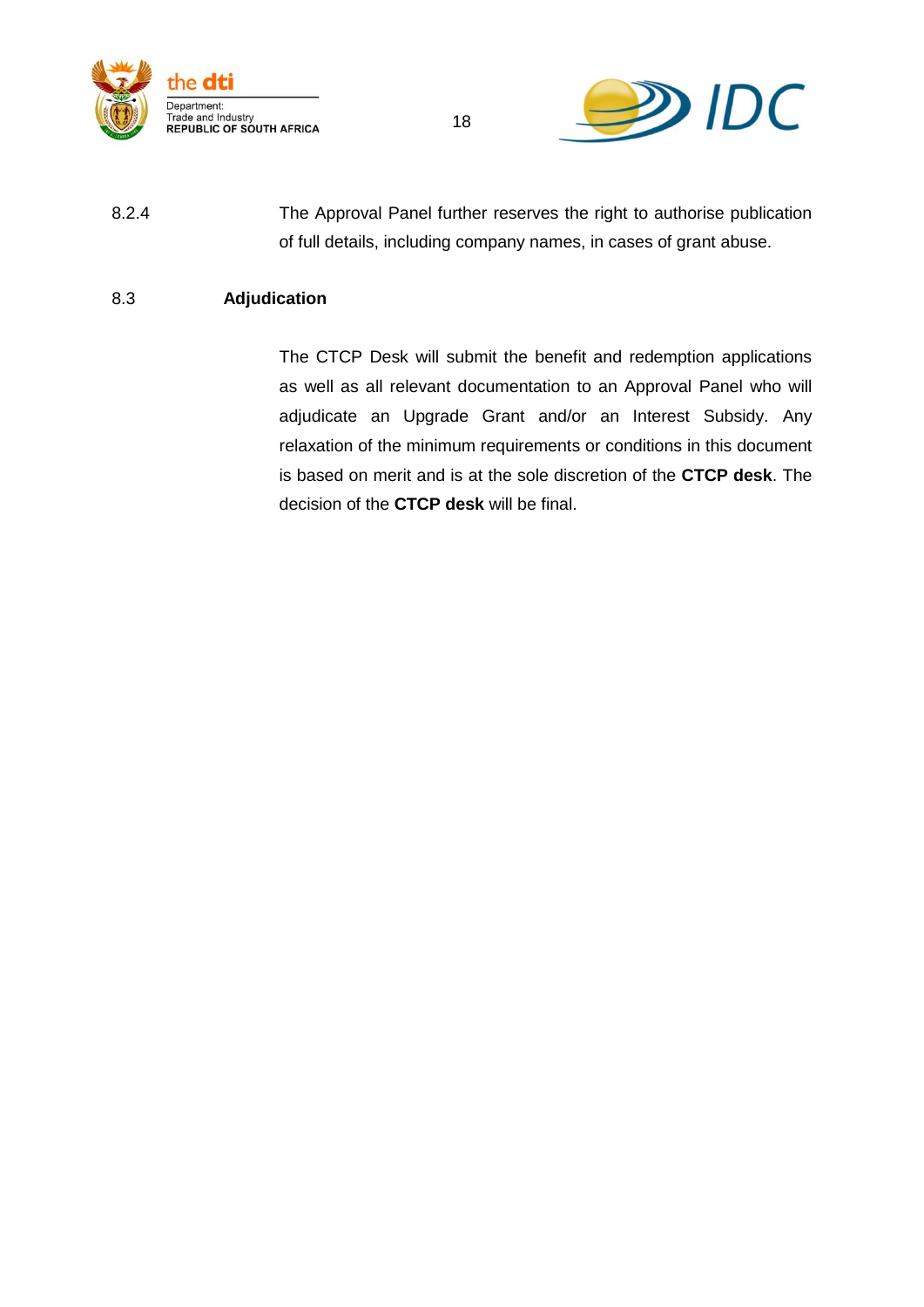8.2.4 The Approval Panel further reserves the right to authorise publication of full details, including company names, in cases of grant abuse.

### 8.3 Adjudication

The CTCP Desk will submit the benefit and redemption applications as well as all relevant documentation to an Approval Panel who will adjudicate an Upgrade Grant and/or an Interest Subsidy. Any relaxation of the minimum requirements or conditions in this document is based on merit and is at the sole discretion of the **CTCP desk**. The decision of the **CTCP desk** will be final.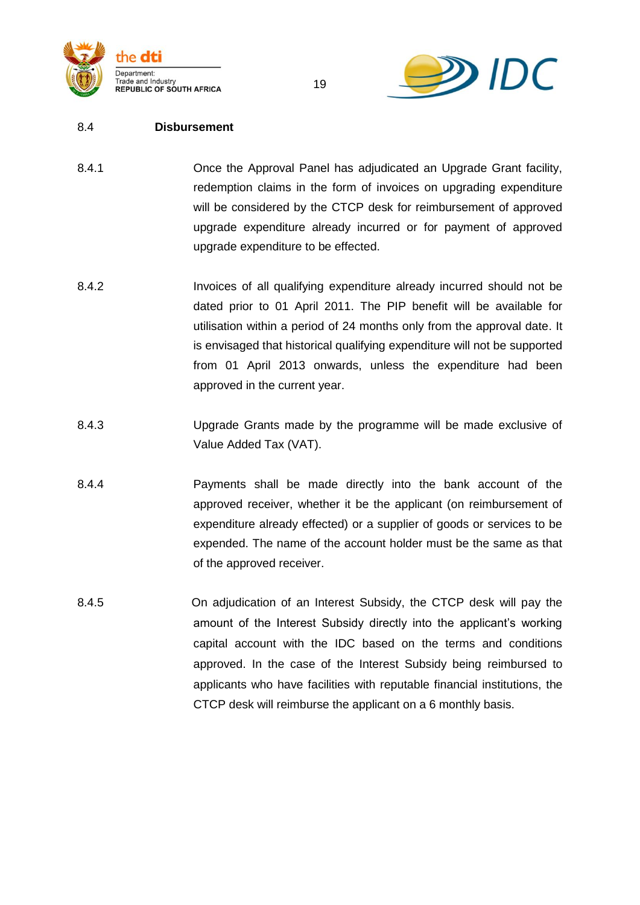## 8.4 Disbursement

8.4.1 Once the Approval Panel has adjudicated an Upgrade Grant facility, redemption claims in the form of invoices on upgrading expenditure will be considered by the CTCP desk for reimbursement of approved upgrade expenditure already incurred or for payment of approved upgrade expenditure to be effected.

8.4.2 Invoices of all qualifying expenditure already incurred should not be dated prior to 01 April 2011. The PIP benefit will be available for utilisation within a period of 24 months only from the approval date. It is envisaged that historical qualifying expenditure will not be supported from 01 April 2013 onwards, unless the expenditure had been approved in the current year.

8.4.3 Upgrade Grants made by the programme will be made exclusive of Value Added Tax (VAT).

8.4.4 Payments shall be made directly into the bank account of the approved receiver, whether it be the applicant (on reimbursement of expenditure already effected) or a supplier of goods or services to be expended. The name of the account holder must be the same as that of the approved receiver.

8.4.5 On adjudication of an Interest Subsidy, the CTCP desk will pay the amount of the Interest Subsidy directly into the applicant's working capital account with the IDC based on the terms and conditions approved. In the case of the Interest Subsidy being reimbursed to applicants who have facilities with reputable financial institutions, the CTCP desk will reimburse the applicant on a 6 monthly basis.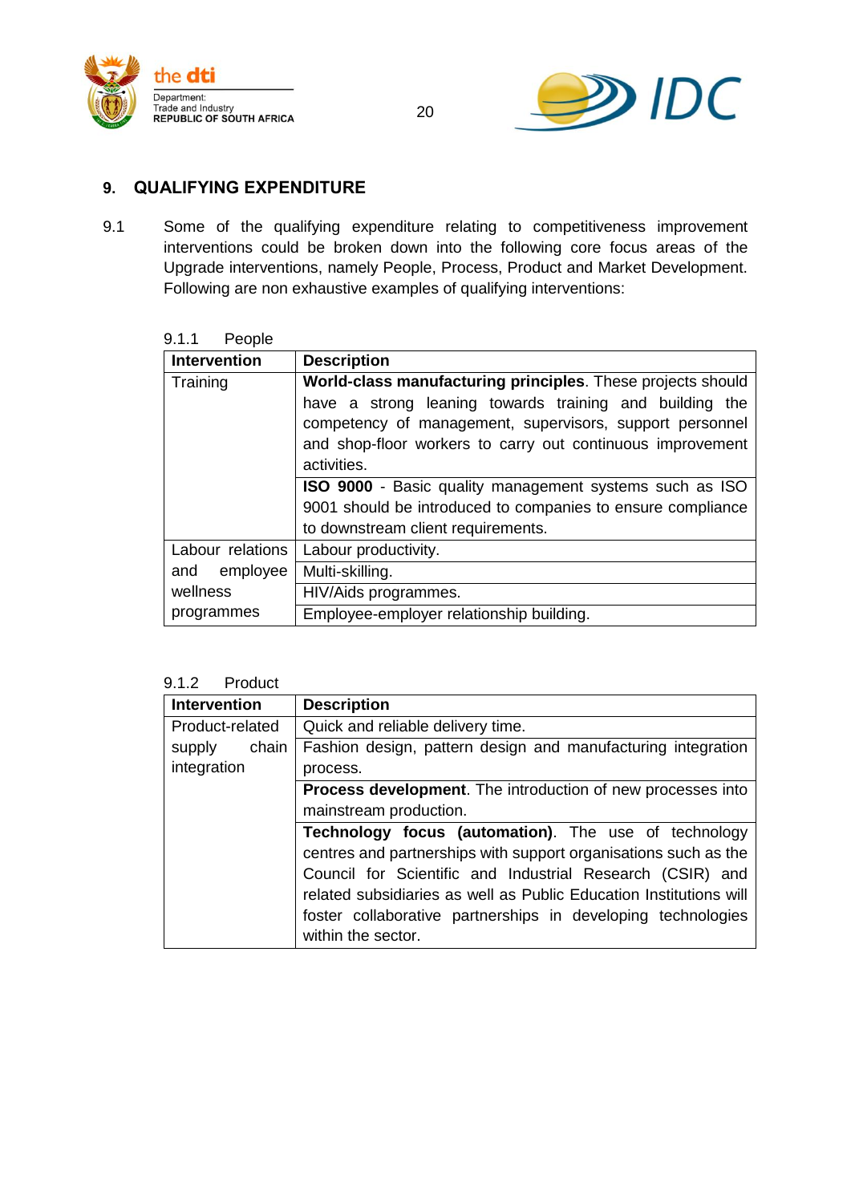## 9. QUALIFYING EXPENDITURE

9.1 Some of the qualifying expenditure relating to competitiveness improvement interventions could be broken down into the following core focus areas of the Upgrade interventions, namely People, Process, Product and Market Development. Following are non exhaustive examples of qualifying interventions:

9.1.1 People

| Intervention | Description |
|---|---|
| Training | **World-class manufacturing principles**. These projects should have a strong leaning towards training and building the competency of management, supervisors, support personnel and shop-floor workers to carry out continuous improvement activities. |
| | **ISO 9000** - Basic quality management systems such as ISO 9001 should be introduced to companies to ensure compliance to downstream client requirements. |
| Labour relations and employee wellness programmes | Labour productivity. |
| | Multi-skilling. |
| | HIV/Aids programmes. |
| | Employee-employer relationship building. |

9.1.2 Product

| Intervention | Description |
|---|---|
| Product-related supply chain integration | Quick and reliable delivery time. |
| | Fashion design, pattern design and manufacturing integration process. |
| | **Process development**. The introduction of new processes into mainstream production. |
| | **Technology focus (automation)**. The use of technology centres and partnerships with support organisations such as the Council for Scientific and Industrial Research (CSIR) and related subsidiaries as well as Public Education Institutions will foster collaborative partnerships in developing technologies within the sector. |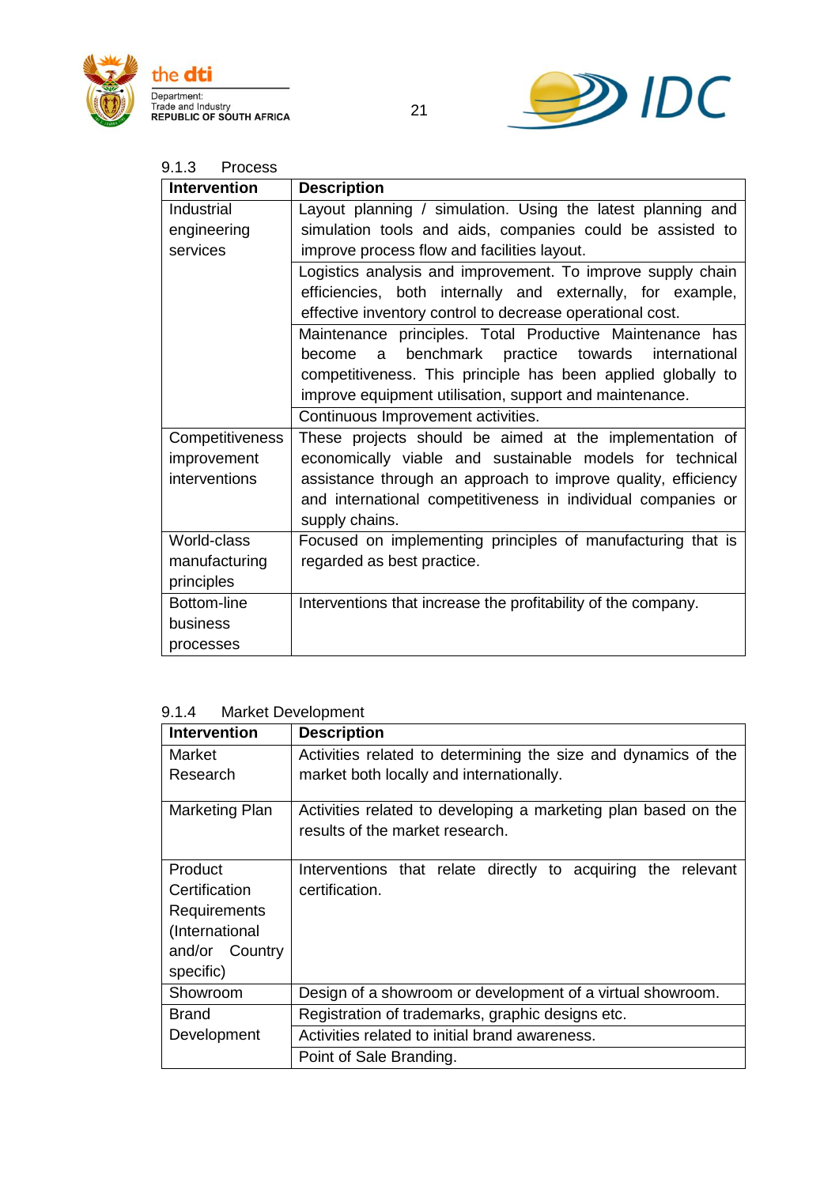#### 9.1.3 Process

| Intervention | Description |
|---|---|
| Industrial engineering services | Layout planning / simulation. Using the latest planning and simulation tools and aids, companies could be assisted to improve process flow and facilities layout. |
| | Logistics analysis and improvement. To improve supply chain efficiencies, both internally and externally, for example, effective inventory control to decrease operational cost. |
| | Maintenance principles. Total Productive Maintenance has become a benchmark practice towards international competitiveness. This principle has been applied globally to improve equipment utilisation, support and maintenance. |
| | Continuous Improvement activities. |
| Competitiveness improvement interventions | These projects should be aimed at the implementation of economically viable and sustainable models for technical assistance through an approach to improve quality, efficiency and international competitiveness in individual companies or supply chains. |
| World-class manufacturing principles | Focused on implementing principles of manufacturing that is regarded as best practice. |
| Bottom-line business processes | Interventions that increase the profitability of the company. |

#### 9.1.4 Market Development

| Intervention | Description |
|---|---|
| Market Research | Activities related to determining the size and dynamics of the market both locally and internationally. |
| Marketing Plan | Activities related to developing a marketing plan based on the results of the market research. |
| Product Certification Requirements (International and/or Country specific) | Interventions that relate directly to acquiring the relevant certification. |
| Showroom | Design of a showroom or development of a virtual showroom. |
| Brand Development | Registration of trademarks, graphic designs etc. |
| | Activities related to initial brand awareness. |
| | Point of Sale Branding. |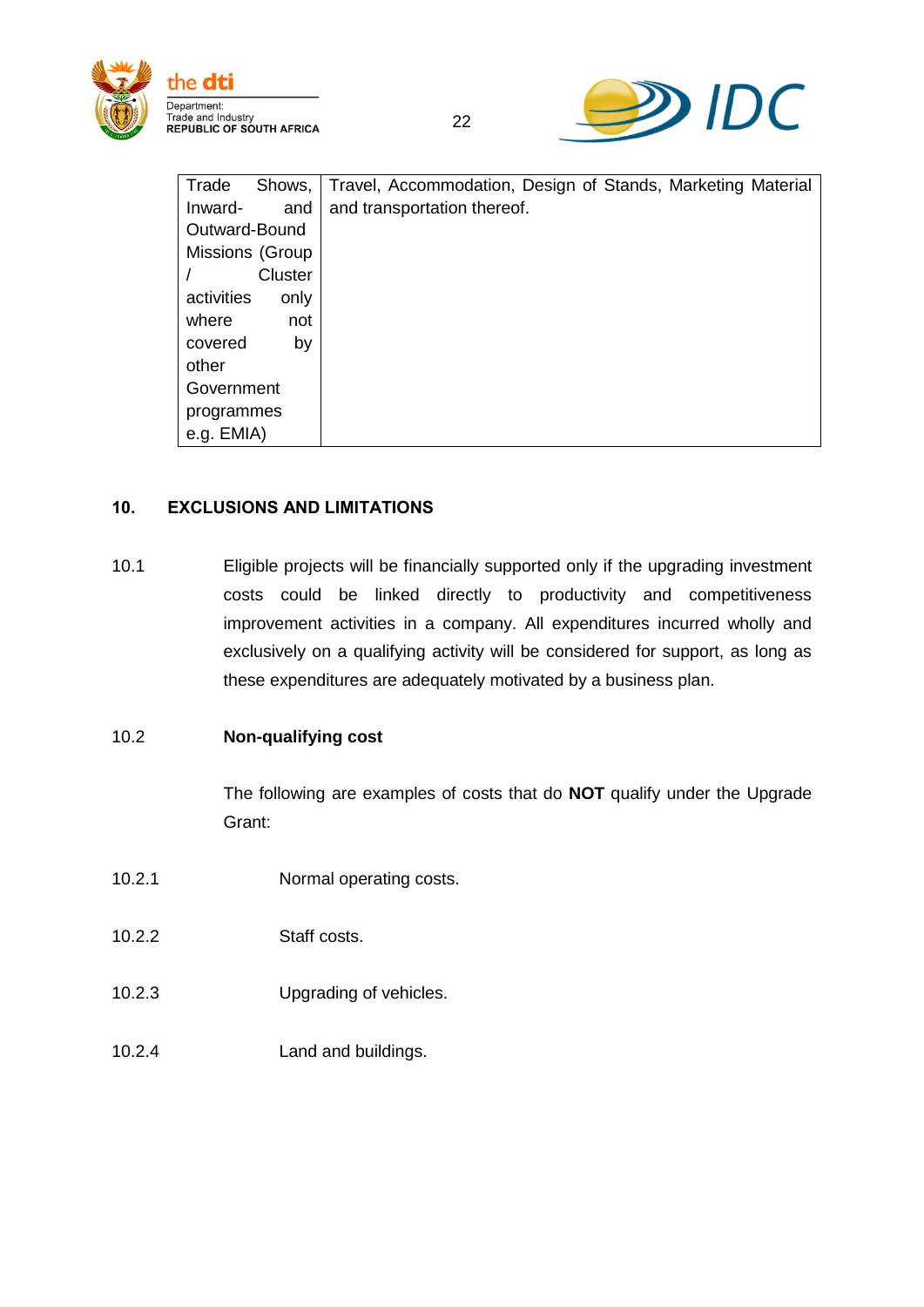| Trade Shows, Inward- and Outward-Bound Missions (Group / Cluster activities only where not covered by other Government programmes e.g. EMIA) | Travel, Accommodation, Design of Stands, Marketing Material and transportation thereof. |
|---|---|

## 10. EXCLUSIONS AND LIMITATIONS

10.1 Eligible projects will be financially supported only if the upgrading investment costs could be linked directly to productivity and competitiveness improvement activities in a company. All expenditures incurred wholly and exclusively on a qualifying activity will be considered for support, as long as these expenditures are adequately motivated by a business plan.

10.2 **Non-qualifying cost**

The following are examples of costs that do **NOT** qualify under the Upgrade Grant:

10.2.1 Normal operating costs.

10.2.2 Staff costs.

10.2.3 Upgrading of vehicles.

10.2.4 Land and buildings.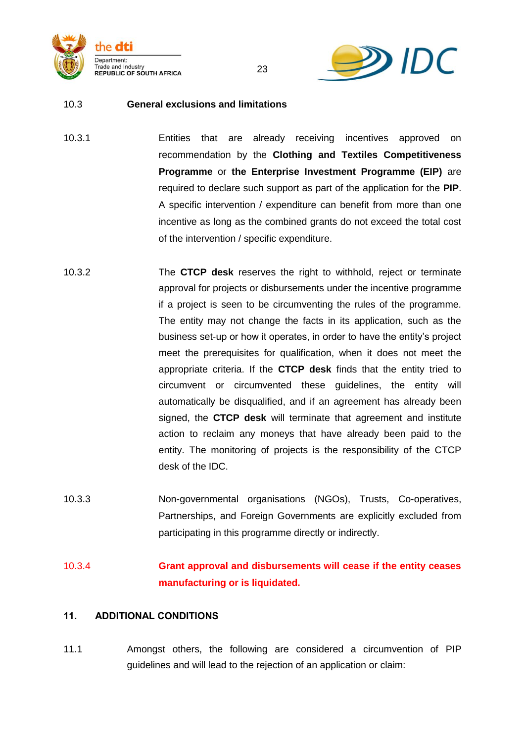### 10.3 General exclusions and limitations

10.3.1 Entities that are already receiving incentives approved on recommendation by the **Clothing and Textiles Competitiveness Programme** or **the Enterprise Investment Programme (EIP)** are required to declare such support as part of the application for the **PIP**. A specific intervention / expenditure can benefit from more than one incentive as long as the combined grants do not exceed the total cost of the intervention / specific expenditure.

10.3.2 The **CTCP desk** reserves the right to withhold, reject or terminate approval for projects or disbursements under the incentive programme if a project is seen to be circumventing the rules of the programme. The entity may not change the facts in its application, such as the business set-up or how it operates, in order to have the entity's project meet the prerequisites for qualification, when it does not meet the appropriate criteria. If the **CTCP desk** finds that the entity tried to circumvent or circumvented these guidelines, the entity will automatically be disqualified, and if an agreement has already been signed, the **CTCP desk** will terminate that agreement and institute action to reclaim any moneys that have already been paid to the entity. The monitoring of projects is the responsibility of the CTCP desk of the IDC.

10.3.3 Non-governmental organisations (NGOs), Trusts, Co-operatives, Partnerships, and Foreign Governments are explicitly excluded from participating in this programme directly or indirectly.

10.3.4 **Grant approval and disbursements will cease if the entity ceases manufacturing or is liquidated.**

## 11. ADDITIONAL CONDITIONS

11.1 Amongst others, the following are considered a circumvention of PIP guidelines and will lead to the rejection of an application or claim: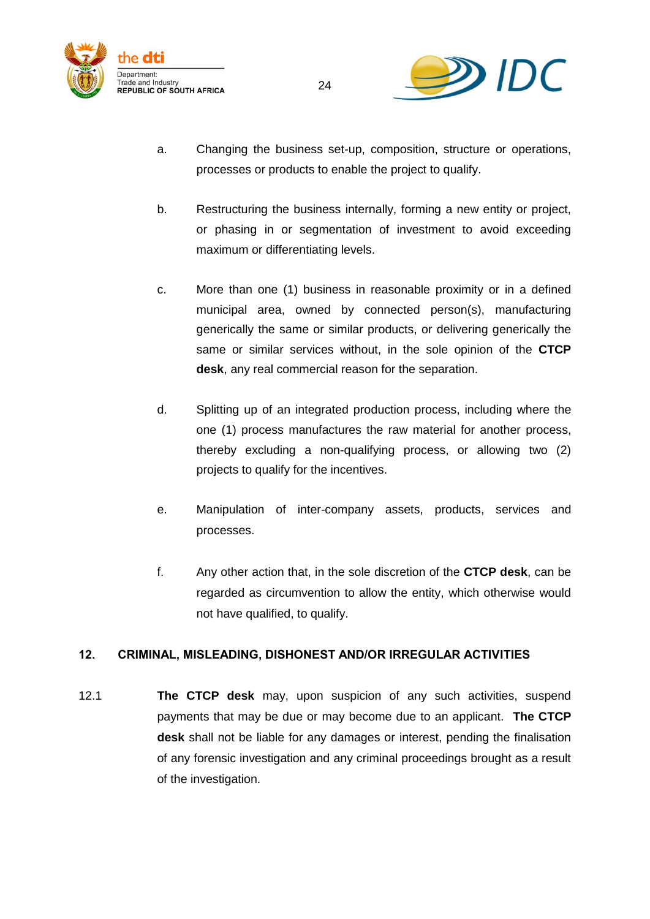a. Changing the business set-up, composition, structure or operations, processes or products to enable the project to qualify.

b. Restructuring the business internally, forming a new entity or project, or phasing in or segmentation of investment to avoid exceeding maximum or differentiating levels.

c. More than one (1) business in reasonable proximity or in a defined municipal area, owned by connected person(s), manufacturing generically the same or similar products, or delivering generically the same or similar services without, in the sole opinion of the **CTCP desk**, any real commercial reason for the separation.

d. Splitting up of an integrated production process, including where the one (1) process manufactures the raw material for another process, thereby excluding a non-qualifying process, or allowing two (2) projects to qualify for the incentives.

e. Manipulation of inter-company assets, products, services and processes.

f. Any other action that, in the sole discretion of the **CTCP desk**, can be regarded as circumvention to allow the entity, which otherwise would not have qualified, to qualify.

## 12. CRIMINAL, MISLEADING, DISHONEST AND/OR IRREGULAR ACTIVITIES

12.1 **The CTCP desk** may, upon suspicion of any such activities, suspend payments that may be due or may become due to an applicant. **The CTCP desk** shall not be liable for any damages or interest, pending the finalisation of any forensic investigation and any criminal proceedings brought as a result of the investigation.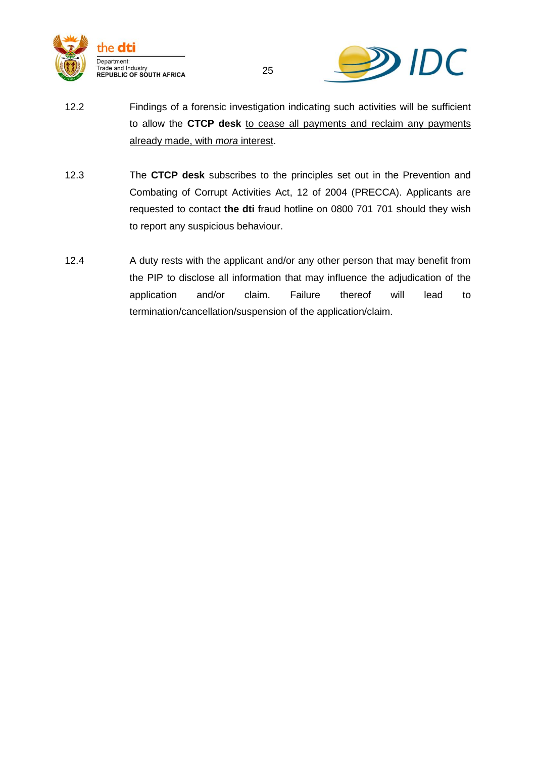12.2 Findings of a forensic investigation indicating such activities will be sufficient to allow the **CTCP desk** <u>to cease all payments and reclaim any payments already made, with *mora* interest</u>.

12.3 The **CTCP desk** subscribes to the principles set out in the Prevention and Combating of Corrupt Activities Act, 12 of 2004 (PRECCA). Applicants are requested to contact **the dti** fraud hotline on 0800 701 701 should they wish to report any suspicious behaviour.

12.4 A duty rests with the applicant and/or any other person that may benefit from the PIP to disclose all information that may influence the adjudication of the application and/or claim. Failure thereof will lead to termination/cancellation/suspension of the application/claim.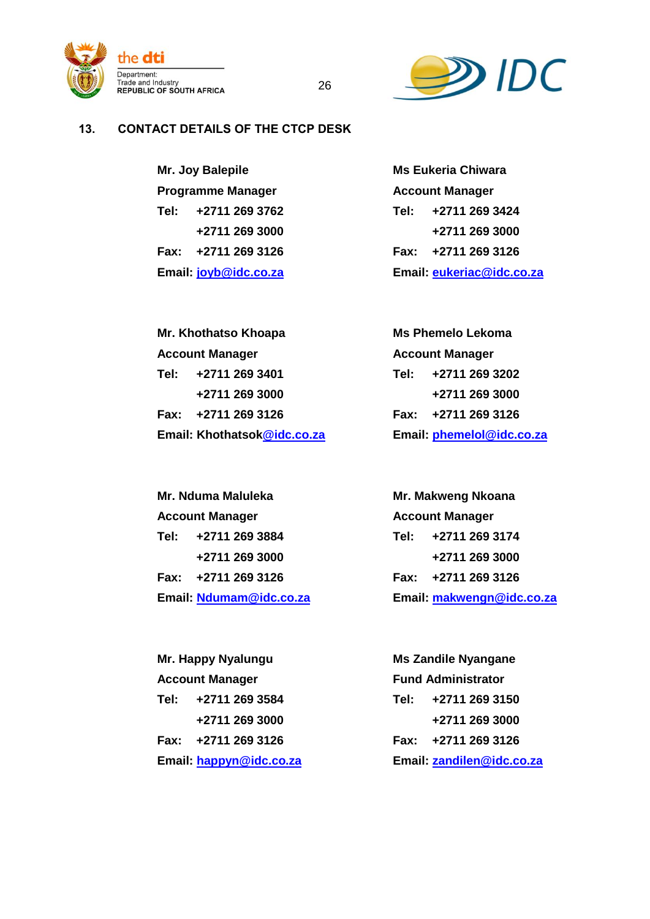## 13. CONTACT DETAILS OF THE CTCP DESK

**Mr. Joy Balepile**
**Programme Manager**
**Tel: +2711 269 3762**
**+2711 269 3000**
**Fax: +2711 269 3126**
**Email: joyb@idc.co.za**

**Ms Eukeria Chiwara**
**Account Manager**
**Tel: +2711 269 3424**
**+2711 269 3000**
**Fax: +2711 269 3126**
**Email: eukeriac@idc.co.za**

**Mr. Khothatso Khoapa**
**Account Manager**
**Tel: +2711 269 3401**
**+2711 269 3000**
**Fax: +2711 269 3126**
**Email: Khothatsok@idc.co.za**

**Ms Phemelo Lekoma**
**Account Manager**
**Tel: +2711 269 3202**
**+2711 269 3000**
**Fax: +2711 269 3126**
**Email: phemelol@idc.co.za**

**Mr. Nduma Maluleka**
**Account Manager**
**Tel: +2711 269 3884**
**+2711 269 3000**
**Fax: +2711 269 3126**
**Email: Ndumam@idc.co.za**

**Mr. Makweng Nkoana**
**Account Manager**
**Tel: +2711 269 3174**
**+2711 269 3000**
**Fax: +2711 269 3126**
**Email: makwengn@idc.co.za**

**Mr. Happy Nyalungu**
**Account Manager**
**Tel: +2711 269 3584**
**+2711 269 3000**
**Fax: +2711 269 3126**
**Email: happyn@idc.co.za**

**Ms Zandile Nyangane**
**Fund Administrator**
**Tel: +2711 269 3150**
**+2711 269 3000**
**Fax: +2711 269 3126**
**Email: zandilen@idc.co.za**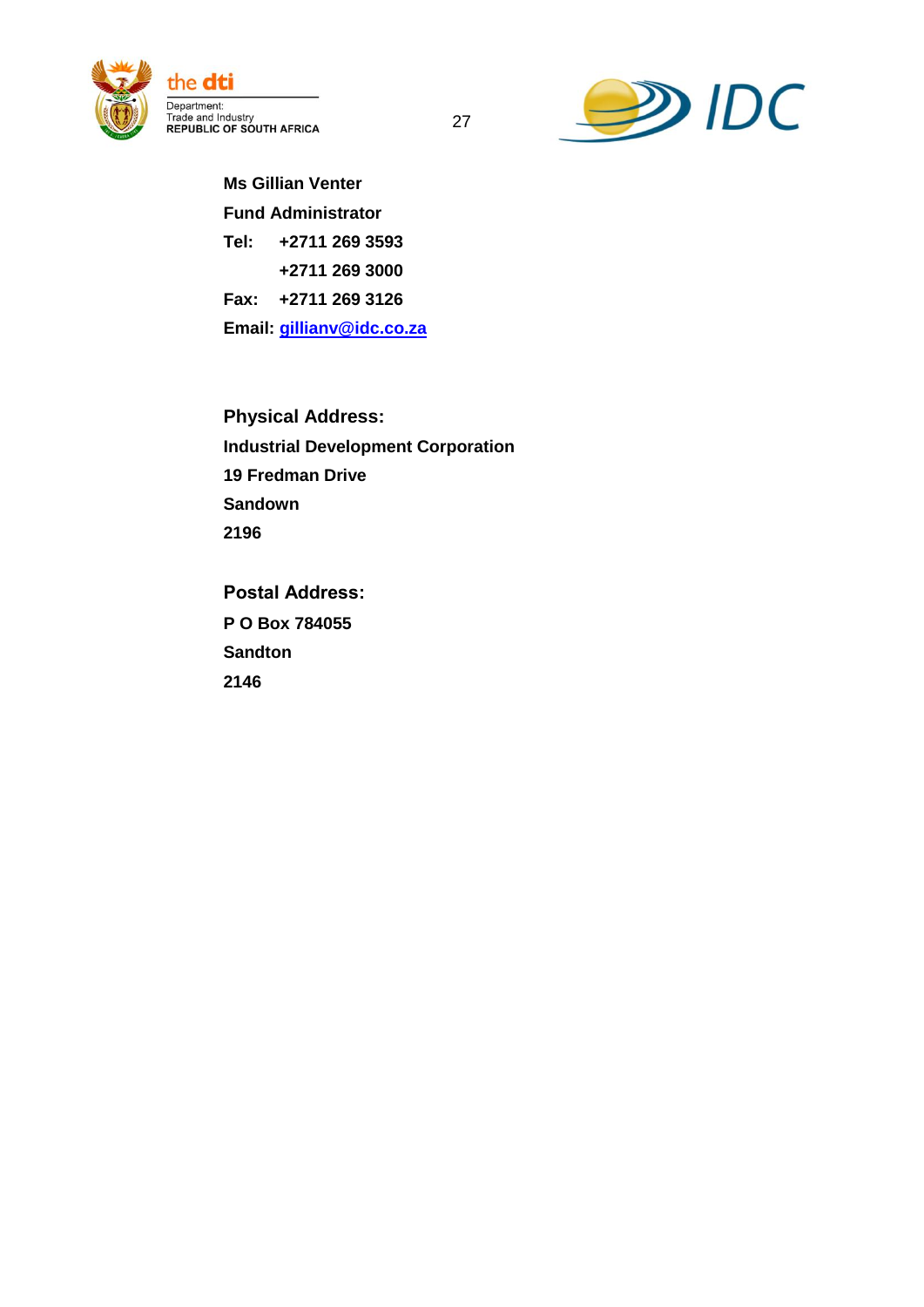**Ms Gillian Venter**

**Fund Administrator**

**Tel: +2711 269 3593**

**+2711 269 3000**

**Fax: +2711 269 3126**

**Email: gillianv@idc.co.za**

**Physical Address:**

**Industrial Development Corporation**

**19 Fredman Drive**

**Sandown**

**2196**

**Postal Address:**

**P O Box 784055**

**Sandton**

**2146**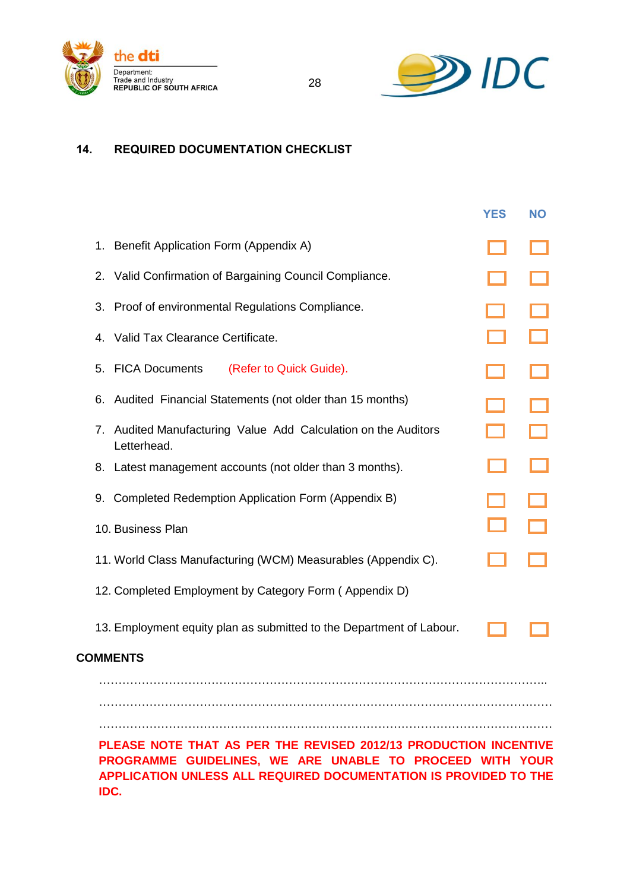## 14. REQUIRED DOCUMENTATION CHECKLIST

| | YES | NO |
|---|---|---|
| 1. Benefit Application Form (Appendix A) | ☐ | ☐ |
| 2. Valid Confirmation of Bargaining Council Compliance. | ☐ | ☐ |
| 3. Proof of environmental Regulations Compliance. | ☐ | ☐ |
| 4. Valid Tax Clearance Certificate. | ☐ | ☐ |
| 5. FICA Documents (Refer to Quick Guide). | ☐ | ☐ |
| 6. Audited Financial Statements (not older than 15 months) | ☐ | ☐ |
| 7. Audited Manufacturing Value Add Calculation on the Auditors Letterhead. | ☐ | ☐ |
| 8. Latest management accounts (not older than 3 months). | ☐ | ☐ |
| 9. Completed Redemption Application Form (Appendix B) | ☐ | ☐ |
| 10. Business Plan | ☐ | ☐ |
| 11. World Class Manufacturing (WCM) Measurables (Appendix C). | ☐ | ☐ |
| 12. Completed Employment by Category Form ( Appendix D) | | |
| 13. Employment equity plan as submitted to the Department of Labour. | ☐ | ☐ |

**COMMENTS**

……………………………………………………………………………………………………..

……………………………………………………………………………………………………..

……………………………………………………………………………………………………..

**PLEASE NOTE THAT AS PER THE REVISED 2012/13 PRODUCTION INCENTIVE PROGRAMME GUIDELINES, WE ARE UNABLE TO PROCEED WITH YOUR APPLICATION UNLESS ALL REQUIRED DOCUMENTATION IS PROVIDED TO THE IDC.**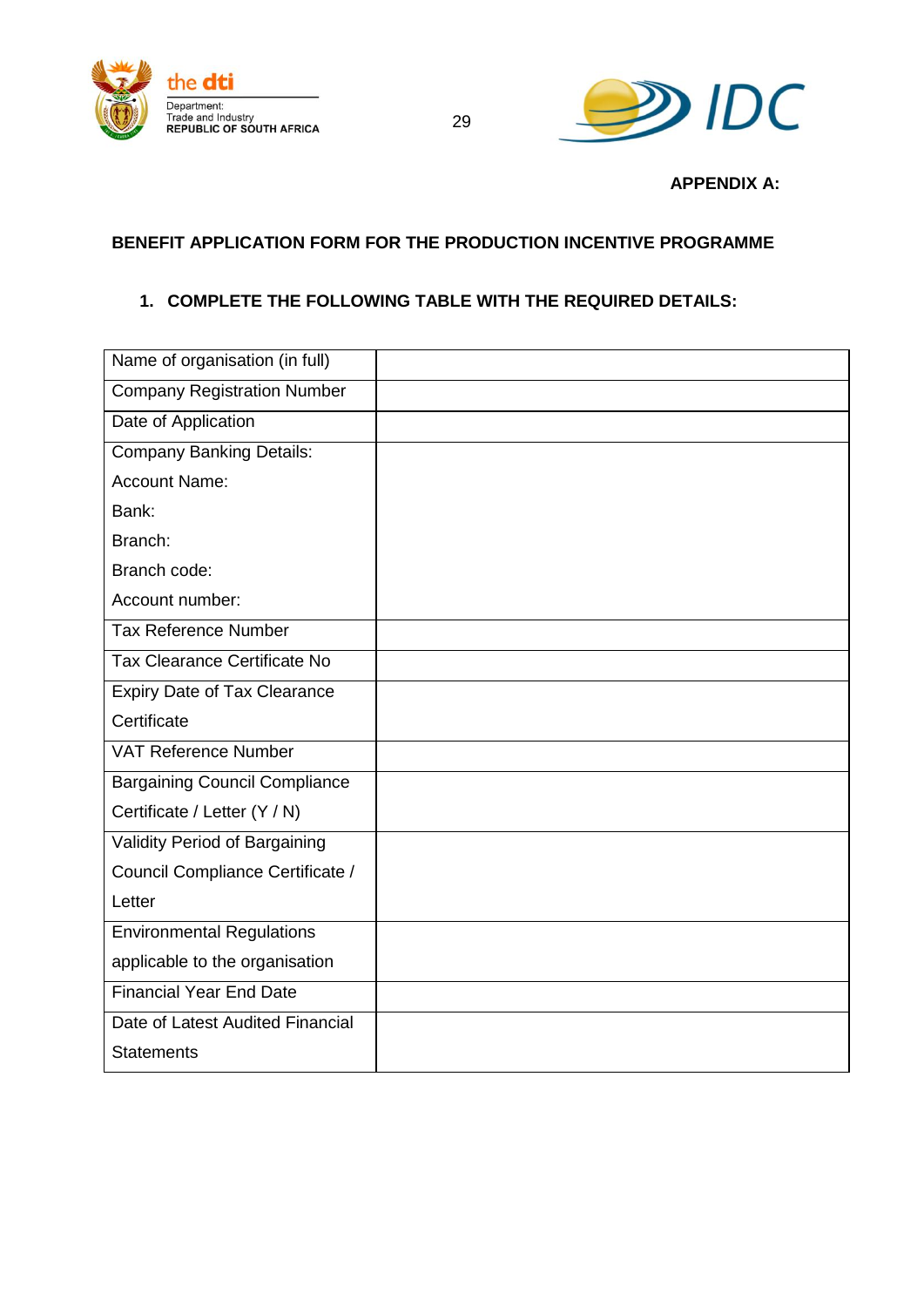**APPENDIX A:**

## BENEFIT APPLICATION FORM FOR THE PRODUCTION INCENTIVE PROGRAMME

### 1. COMPLETE THE FOLLOWING TABLE WITH THE REQUIRED DETAILS:

| | |
|---|---|
| Name of organisation (in full) | |
| Company Registration Number | |
| Date of Application | |
| Company Banking Details:<br>Account Name:<br>Bank:<br>Branch:<br>Branch code:<br>Account number: | |
| Tax Reference Number | |
| Tax Clearance Certificate No | |
| Expiry Date of Tax Clearance Certificate | |
| VAT Reference Number | |
| Bargaining Council Compliance Certificate / Letter (Y / N) | |
| Validity Period of Bargaining Council Compliance Certificate / Letter | |
| Environmental Regulations applicable to the organisation | |
| Financial Year End Date | |
| Date of Latest Audited Financial Statements | |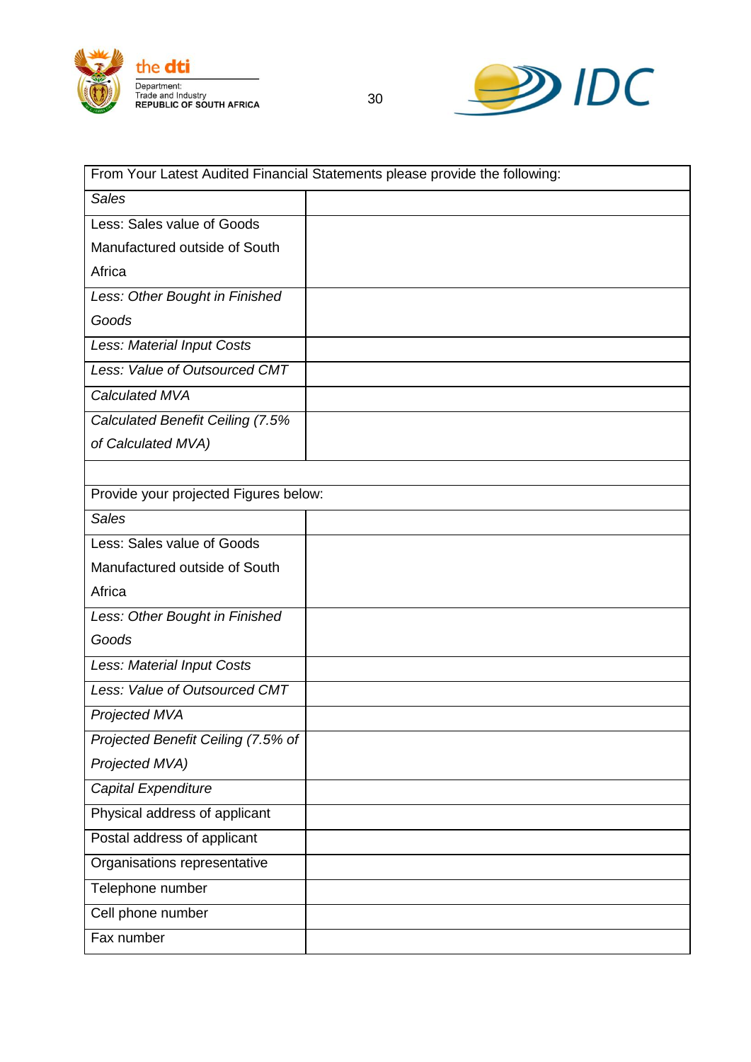| From Your Latest Audited Financial Statements please provide the following: | |
|---|---|
| *Sales* | |
| Less: Sales value of Goods Manufactured outside of South Africa | |
| *Less: Other Bought in Finished Goods* | |
| *Less: Material Input Costs* | |
| *Less: Value of Outsourced CMT* | |
| *Calculated MVA* | |
| *Calculated Benefit Ceiling (7.5% of Calculated MVA)* | |
| | |
| Provide your projected Figures below: | |
| *Sales* | |
| Less: Sales value of Goods Manufactured outside of South Africa | |
| *Less: Other Bought in Finished Goods* | |
| *Less: Material Input Costs* | |
| *Less: Value of Outsourced CMT* | |
| *Projected MVA* | |
| *Projected Benefit Ceiling (7.5% of Projected MVA)* | |
| *Capital Expenditure* | |
| Physical address of applicant | |
| Postal address of applicant | |
| Organisations representative | |
| Telephone number | |
| Cell phone number | |
| Fax number | |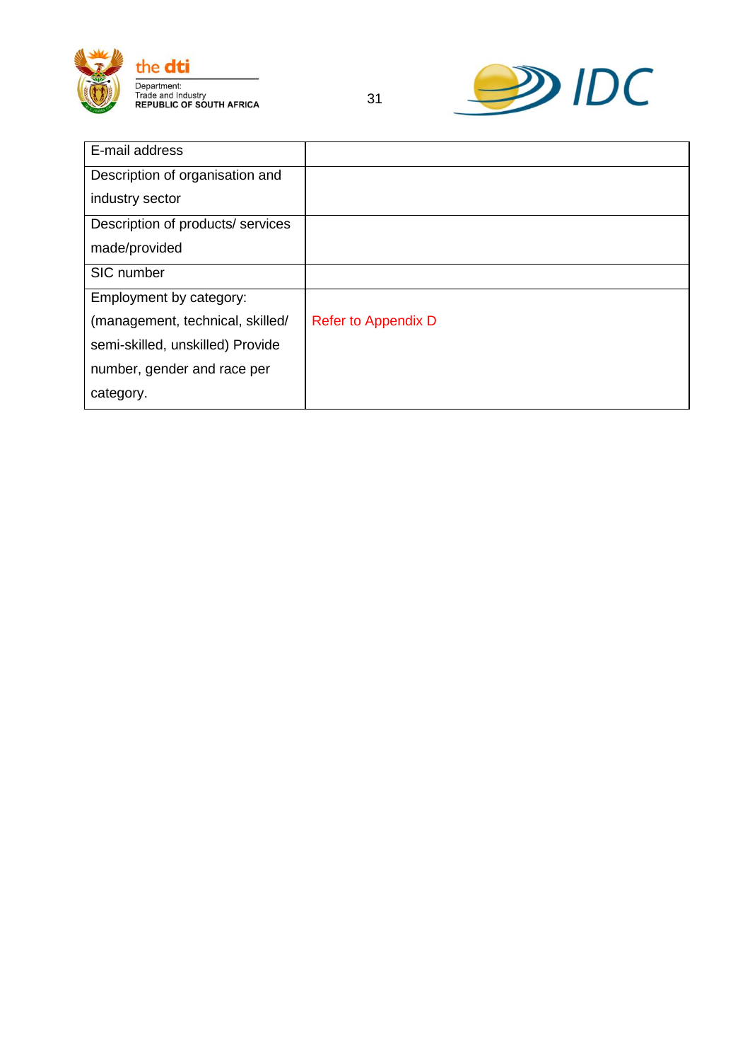| | |
|---|---|
| E-mail address | |
| Description of organisation and industry sector | |
| Description of products/ services made/provided | |
| SIC number | |
| Employment by category: (management, technical, skilled/ semi-skilled, unskilled) Provide number, gender and race per category. | Refer to Appendix D |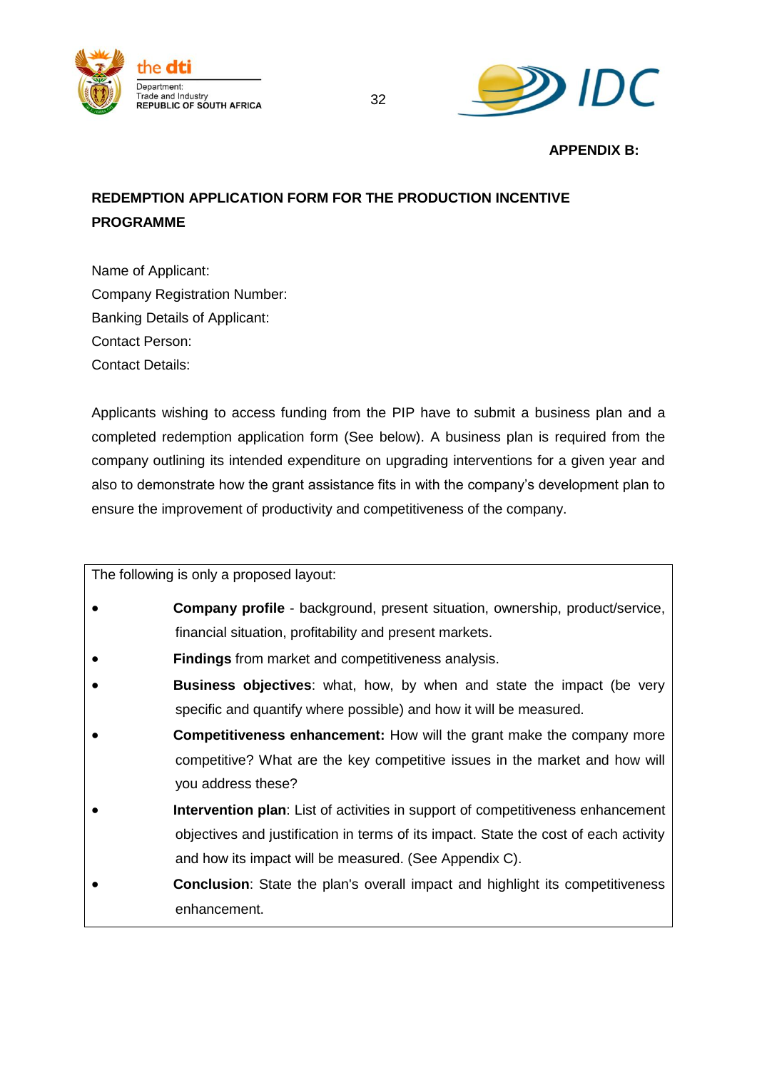**APPENDIX B:**

## REDEMPTION APPLICATION FORM FOR THE PRODUCTION INCENTIVE PROGRAMME

Name of Applicant:
Company Registration Number:
Banking Details of Applicant:
Contact Person:
Contact Details:

Applicants wishing to access funding from the PIP have to submit a business plan and a completed redemption application form (See below). A business plan is required from the company outlining its intended expenditure on upgrading interventions for a given year and also to demonstrate how the grant assistance fits in with the company's development plan to ensure the improvement of productivity and competitiveness of the company.

The following is only a proposed layout:

- **Company profile** - background, present situation, ownership, product/service, financial situation, profitability and present markets.
- **Findings** from market and competitiveness analysis.
- **Business objectives**: what, how, by when and state the impact (be very specific and quantify where possible) and how it will be measured.
- **Competitiveness enhancement:** How will the grant make the company more competitive? What are the key competitive issues in the market and how will you address these?
- **Intervention plan**: List of activities in support of competitiveness enhancement objectives and justification in terms of its impact. State the cost of each activity and how its impact will be measured. (See Appendix C).
- **Conclusion**: State the plan's overall impact and highlight its competitiveness enhancement.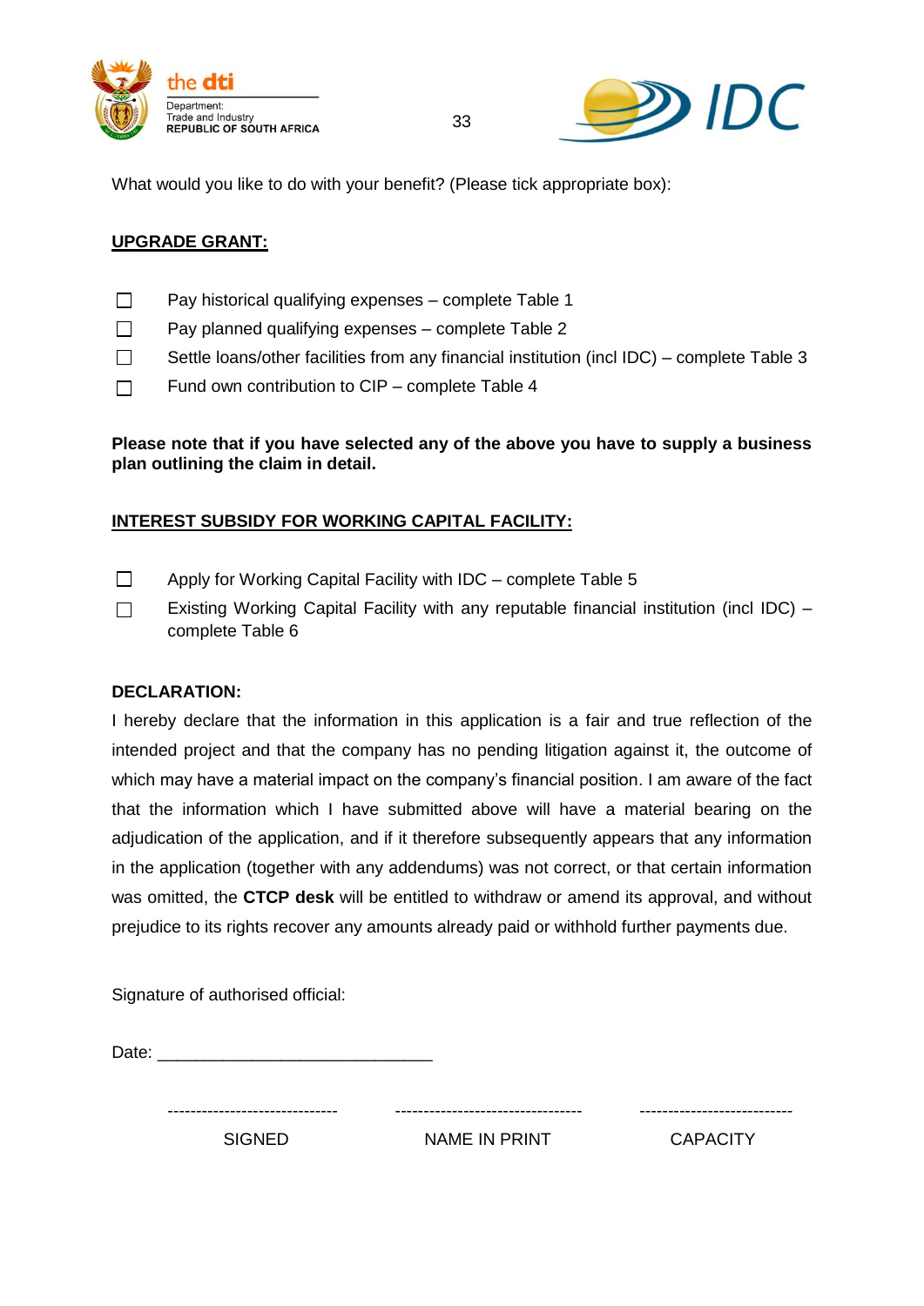What would you like to do with your benefit? (Please tick appropriate box):

**UPGRADE GRANT:**

- ☐ Pay historical qualifying expenses – complete Table 1
- ☐ Pay planned qualifying expenses – complete Table 2
- ☐ Settle loans/other facilities from any financial institution (incl IDC) – complete Table 3
- ☐ Fund own contribution to CIP – complete Table 4

**Please note that if you have selected any of the above you have to supply a business plan outlining the claim in detail.**

**INTEREST SUBSIDY FOR WORKING CAPITAL FACILITY:**

- ☐ Apply for Working Capital Facility with IDC – complete Table 5
- ☐ Existing Working Capital Facility with any reputable financial institution (incl IDC) – complete Table 6

**DECLARATION:**

I hereby declare that the information in this application is a fair and true reflection of the intended project and that the company has no pending litigation against it, the outcome of which may have a material impact on the company's financial position. I am aware of the fact that the information which I have submitted above will have a material bearing on the adjudication of the application, and if it therefore subsequently appears that any information in the application (together with any addendums) was not correct, or that certain information was omitted, the **CTCP desk** will be entitled to withdraw or amend its approval, and without prejudice to its rights recover any amounts already paid or withhold further payments due.

Signature of authorised official:

Date: ______________________________

| ------------------------------ | --------------------------------- | --------------------------- |
|---|---|---|
| SIGNED | NAME IN PRINT | CAPACITY |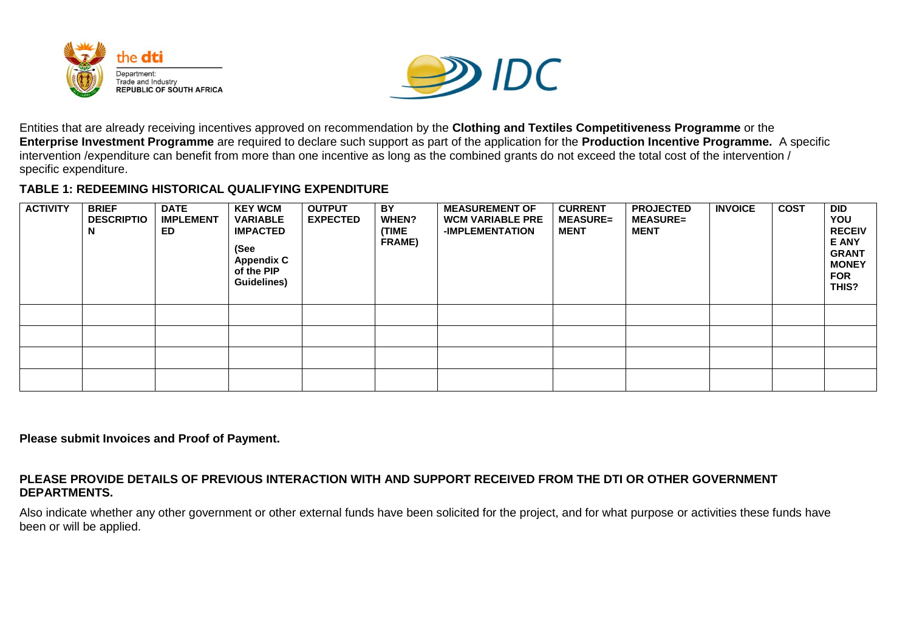Entities that are already receiving incentives approved on recommendation by the **Clothing and Textiles Competitiveness Programme** or the **Enterprise Investment Programme** are required to declare such support as part of the application for the **Production Incentive Programme.** A specific intervention /expenditure can benefit from more than one incentive as long as the combined grants do not exceed the total cost of the intervention / specific expenditure.

**TABLE 1: REDEEMING HISTORICAL QUALIFYING EXPENDITURE**

| ACTIVITY | BRIEF DESCRIPTION | DATE IMPLEMENTED | KEY WCM VARIABLE IMPACTED (See Appendix C of the PIP Guidelines) | OUTPUT EXPECTED | BY WHEN? (TIME FRAME) | MEASUREMENT OF WCM VARIABLE PRE -IMPLEMENTATION | CURRENT MEASURE= MENT | PROJECTED MEASURE= MENT | INVOICE | COST | DID YOU RECEIVE ANY GRANT MONEY FOR THIS? |
|---|---|---|---|---|---|---|---|---|---|---|---|
| | | | | | | | | | | | |
| | | | | | | | | | | | |
| | | | | | | | | | | | |
| | | | | | | | | | | | |

**Please submit Invoices and Proof of Payment.**

**PLEASE PROVIDE DETAILS OF PREVIOUS INTERACTION WITH AND SUPPORT RECEIVED FROM THE DTI OR OTHER GOVERNMENT DEPARTMENTS.**

Also indicate whether any other government or other external funds have been solicited for the project, and for what purpose or activities these funds have been or will be applied.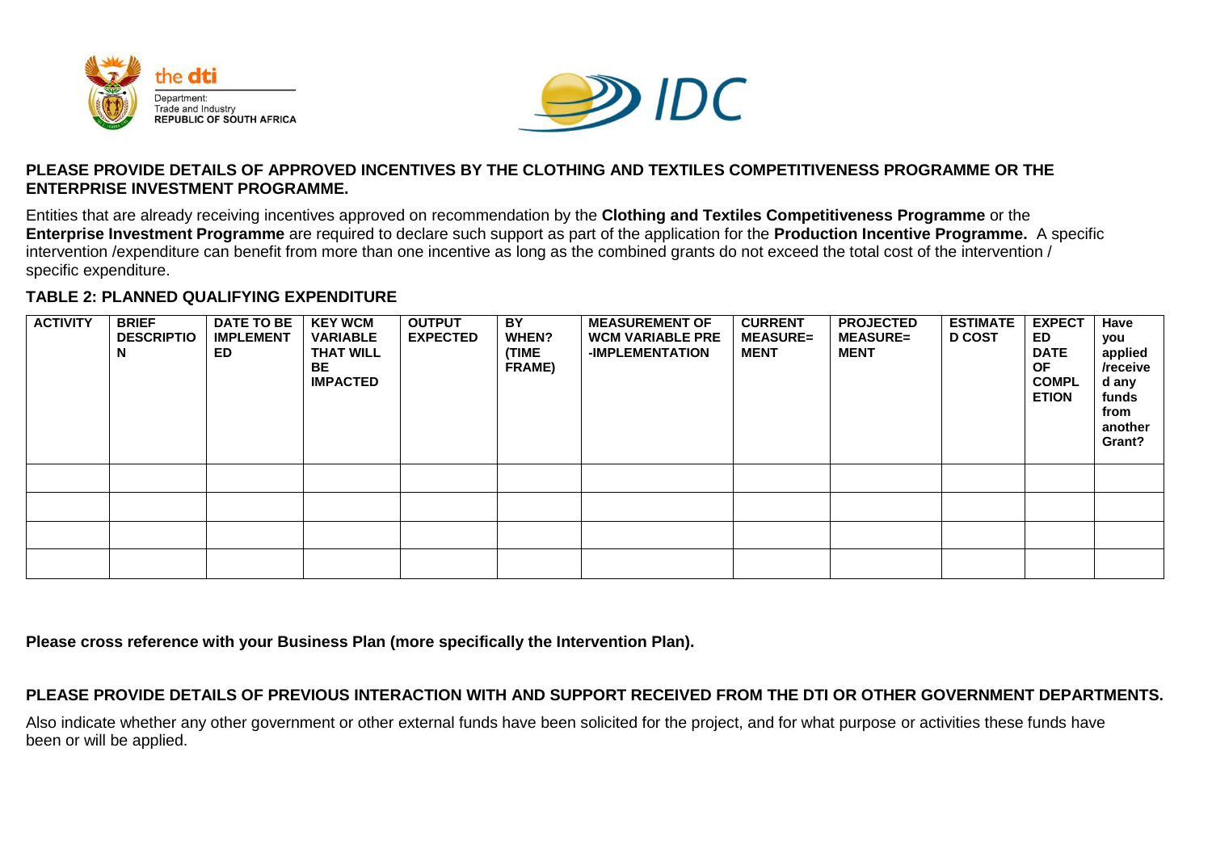**PLEASE PROVIDE DETAILS OF APPROVED INCENTIVES BY THE CLOTHING AND TEXTILES COMPETITIVENESS PROGRAMME OR THE ENTERPRISE INVESTMENT PROGRAMME.**

Entities that are already receiving incentives approved on recommendation by the **Clothing and Textiles Competitiveness Programme** or the **Enterprise Investment Programme** are required to declare such support as part of the application for the **Production Incentive Programme.** A specific intervention /expenditure can benefit from more than one incentive as long as the combined grants do not exceed the total cost of the intervention / specific expenditure.

**TABLE 2: PLANNED QUALIFYING EXPENDITURE**

| ACTIVITY | BRIEF DESCRIPTION | DATE TO BE IMPLEMENTED | KEY WCM VARIABLE THAT WILL BE IMPACTED | OUTPUT EXPECTED | BY WHEN? (TIME FRAME) | MEASUREMENT OF WCM VARIABLE PRE -IMPLEMENTATION | CURRENT MEASURE= MENT | PROJECTED MEASURE= MENT | ESTIMATED COST | EXPECTED DATE OF COMPLETION | Have you applied /received any funds from another Grant? |
|---|---|---|---|---|---|---|---|---|---|---|---|
| | | | | | | | | | | | |
| | | | | | | | | | | | |
| | | | | | | | | | | | |
| | | | | | | | | | | | |

**Please cross reference with your Business Plan (more specifically the Intervention Plan).**

**PLEASE PROVIDE DETAILS OF PREVIOUS INTERACTION WITH AND SUPPORT RECEIVED FROM THE DTI OR OTHER GOVERNMENT DEPARTMENTS.**

Also indicate whether any other government or other external funds have been solicited for the project, and for what purpose or activities these funds have been or will be applied.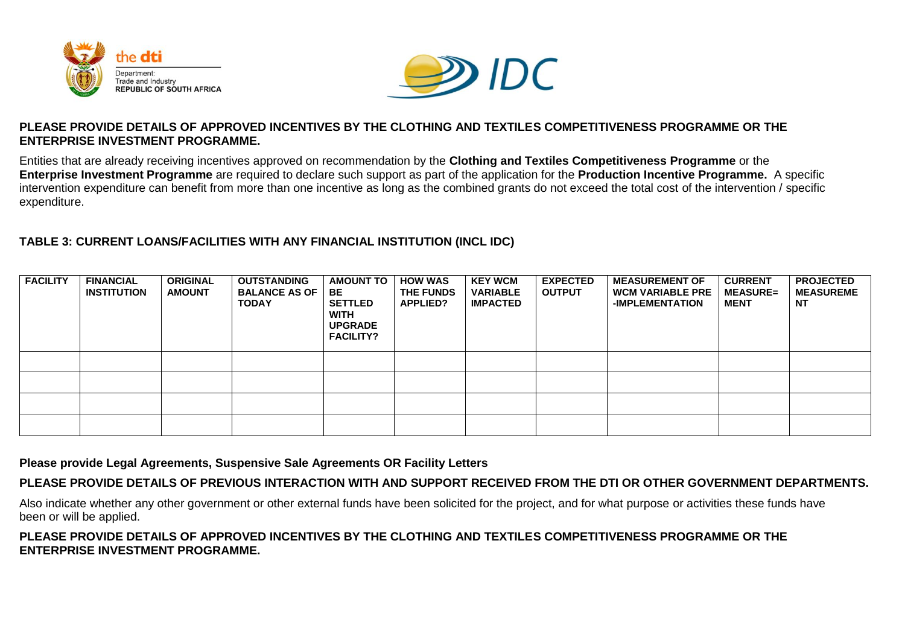**PLEASE PROVIDE DETAILS OF APPROVED INCENTIVES BY THE CLOTHING AND TEXTILES COMPETITIVENESS PROGRAMME OR THE ENTERPRISE INVESTMENT PROGRAMME.**

Entities that are already receiving incentives approved on recommendation by the **Clothing and Textiles Competitiveness Programme** or the **Enterprise Investment Programme** are required to declare such support as part of the application for the **Production Incentive Programme.** A specific intervention expenditure can benefit from more than one incentive as long as the combined grants do not exceed the total cost of the intervention / specific expenditure.

**TABLE 3: CURRENT LOANS/FACILITIES WITH ANY FINANCIAL INSTITUTION (INCL IDC)**

| FACILITY | FINANCIAL INSTITUTION | ORIGINAL AMOUNT | OUTSTANDING BALANCE AS OF TODAY | AMOUNT TO BE SETTLED WITH UPGRADE FACILITY? | HOW WAS THE FUNDS APPLIED? | KEY WCM VARIABLE IMPACTED | EXPECTED OUTPUT | MEASUREMENT OF WCM VARIABLE PRE -IMPLEMENTATION | CURRENT MEASURE= MENT | PROJECTED MEASUREME NT |
|---|---|---|---|---|---|---|---|---|---|---|
| | | | | | | | | | | |
| | | | | | | | | | | |
| | | | | | | | | | | |
| | | | | | | | | | | |

**Please provide Legal Agreements, Suspensive Sale Agreements OR Facility Letters**

**PLEASE PROVIDE DETAILS OF PREVIOUS INTERACTION WITH AND SUPPORT RECEIVED FROM THE DTI OR OTHER GOVERNMENT DEPARTMENTS.**

Also indicate whether any other government or other external funds have been solicited for the project, and for what purpose or activities these funds have been or will be applied.

**PLEASE PROVIDE DETAILS OF APPROVED INCENTIVES BY THE CLOTHING AND TEXTILES COMPETITIVENESS PROGRAMME OR THE ENTERPRISE INVESTMENT PROGRAMME.**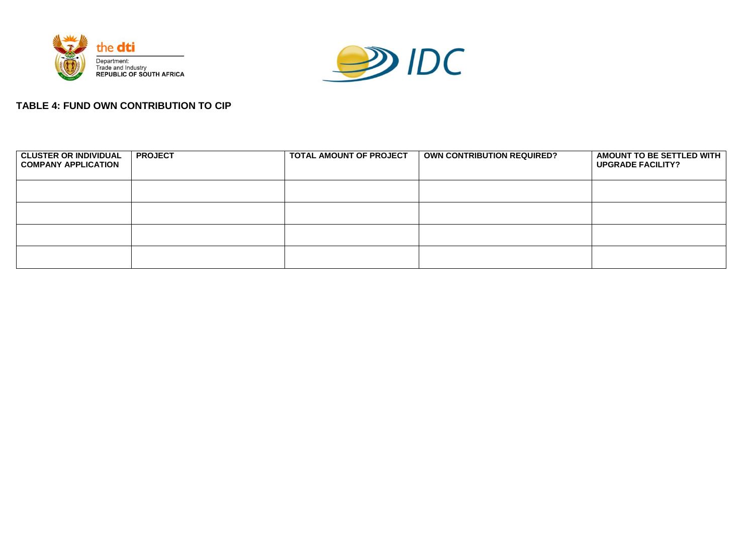**TABLE 4: FUND OWN CONTRIBUTION TO CIP**

| CLUSTER OR INDIVIDUAL COMPANY APPLICATION | PROJECT | TOTAL AMOUNT OF PROJECT | OWN CONTRIBUTION REQUIRED? | AMOUNT TO BE SETTLED WITH UPGRADE FACILITY? |
|---|---|---|---|---|
| | | | | |
| | | | | |
| | | | | |
| | | | | |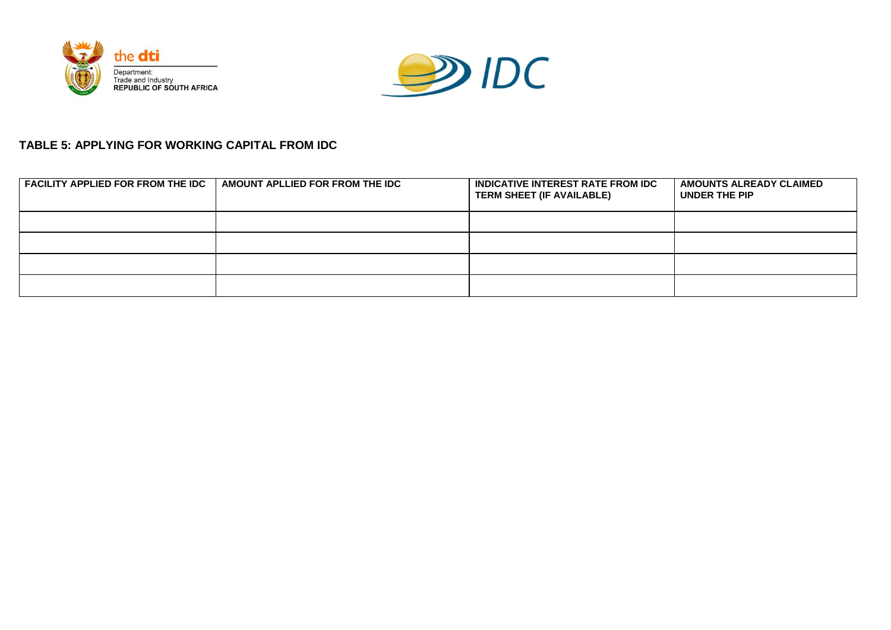## TABLE 5: APPLYING FOR WORKING CAPITAL FROM IDC

| FACILITY APPLIED FOR FROM THE IDC | AMOUNT APLLIED FOR FROM THE IDC | INDICATIVE INTEREST RATE FROM IDC TERM SHEET (IF AVAILABLE) | AMOUNTS ALREADY CLAIMED UNDER THE PIP |
|---|---|---|---|
| | | | |
| | | | |
| | | | |
| | | | |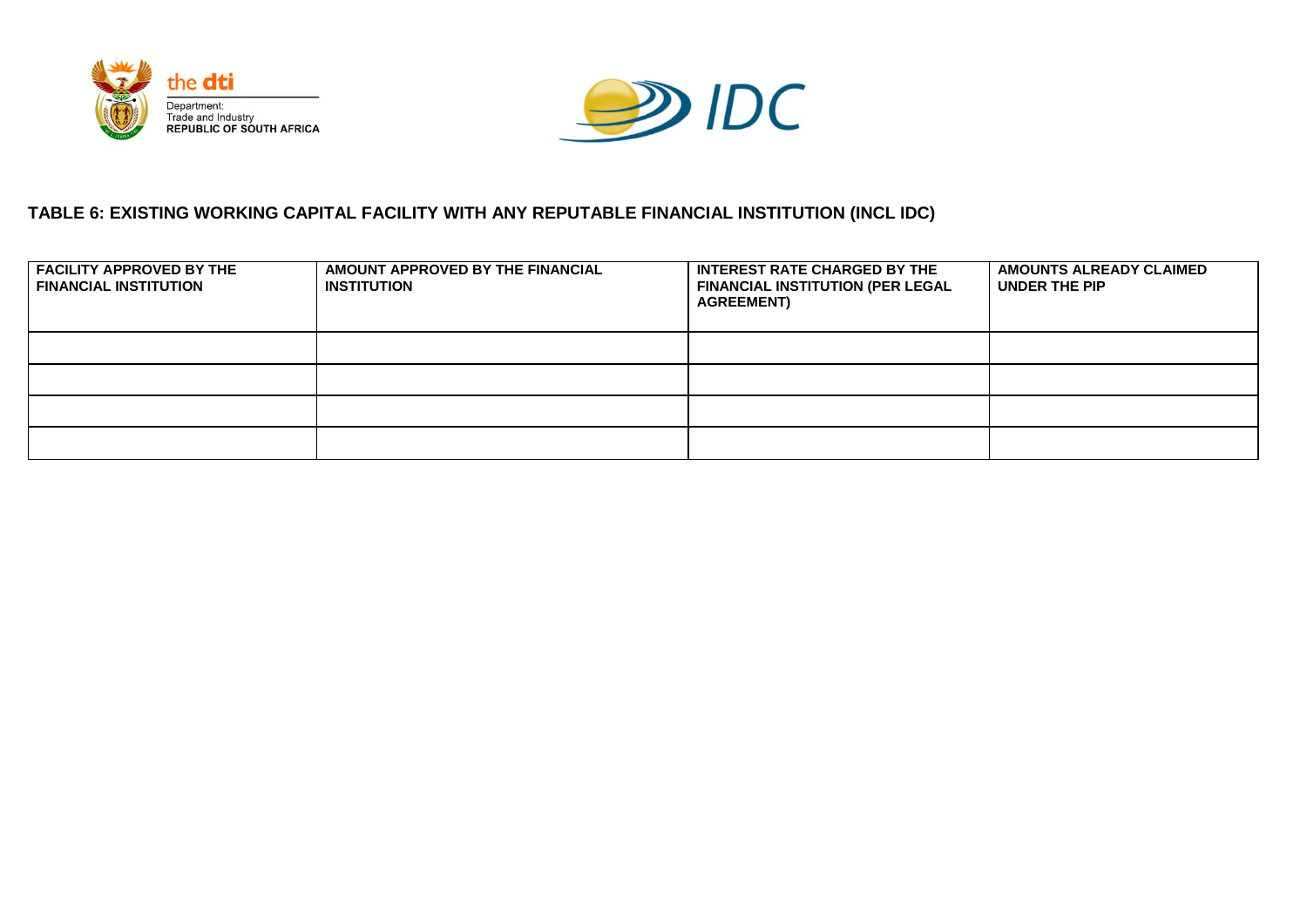## TABLE 6: EXISTING WORKING CAPITAL FACILITY WITH ANY REPUTABLE FINANCIAL INSTITUTION (INCL IDC)

| FACILITY APPROVED BY THE FINANCIAL INSTITUTION | AMOUNT APPROVED BY THE FINANCIAL INSTITUTION | INTEREST RATE CHARGED BY THE FINANCIAL INSTITUTION (PER LEGAL AGREEMENT) | AMOUNTS ALREADY CLAIMED UNDER THE PIP |
|---|---|---|---|
| | | | |
| | | | |
| | | | |
| | | | |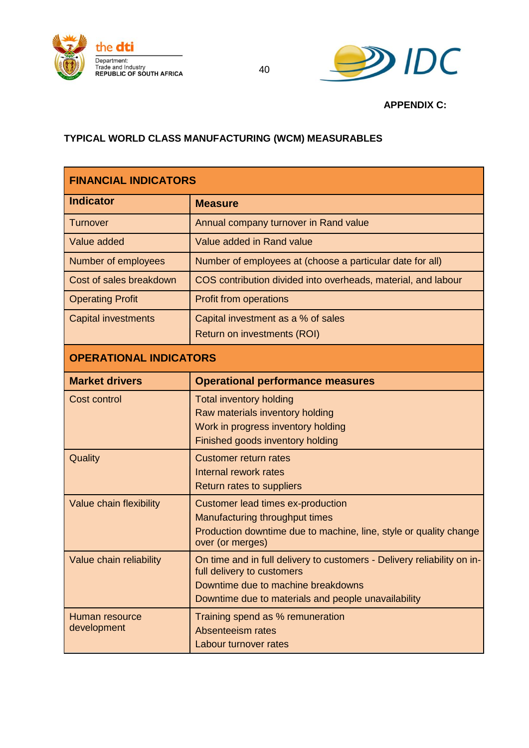**APPENDIX C:**

## TYPICAL WORLD CLASS MANUFACTURING (WCM) MEASURABLES

| **FINANCIAL INDICATORS** | |
|---|---|
| **Indicator** | **Measure** |
| Turnover | Annual company turnover in Rand value |
| Value added | Value added in Rand value |
| Number of employees | Number of employees at (choose a particular date for all) |
| Cost of sales breakdown | COS contribution divided into overheads, material, and labour |
| Operating Profit | Profit from operations |
| Capital investments | Capital investment as a % of sales<br>Return on investments (ROI) |
| **OPERATIONAL INDICATORS** | |
| **Market drivers** | **Operational performance measures** |
| Cost control | Total inventory holding<br>Raw materials inventory holding<br>Work in progress inventory holding<br>Finished goods inventory holding |
| Quality | Customer return rates<br>Internal rework rates<br>Return rates to suppliers |
| Value chain flexibility | Customer lead times ex-production<br>Manufacturing throughput times<br>Production downtime due to machine, line, style or quality change over (or merges) |
| Value chain reliability | On time and in full delivery to customers - Delivery reliability on in-full delivery to customers<br>Downtime due to machine breakdowns<br>Downtime due to materials and people unavailability |
| Human resource development | Training spend as % remuneration<br>Absenteeism rates<br>Labour turnover rates |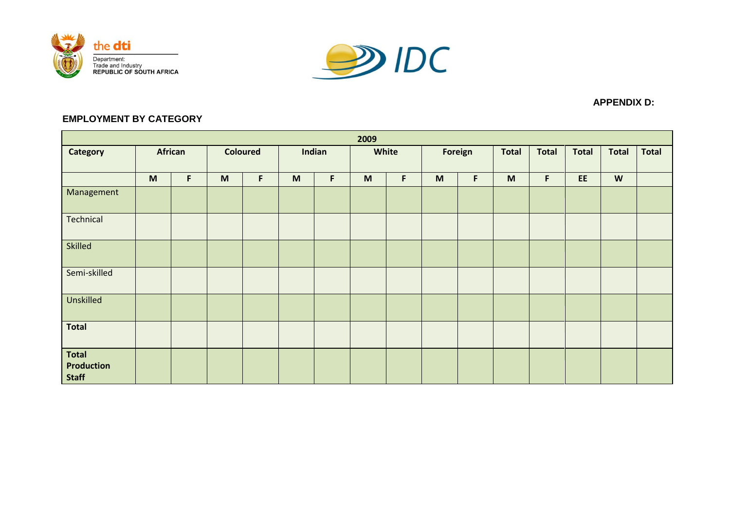the dti
Department:
Trade and Industry
REPUBLIC OF SOUTH AFRICA

IDC

**APPENDIX D:**

## EMPLOYMENT BY CATEGORY

| 2009 | | | | | | | | | | | | | | | |
|---|---|---|---|---|---|---|---|---|---|---|---|---|---|---|---|
| **Category** | **African** | | **Coloured** | | **Indian** | | **White** | | **Foreign** | | **Total** | **Total** | **Total** | **Total** | **Total** |
| | **M** | **F** | **M** | **F** | **M** | **F** | **M** | **F** | **M** | **F** | **M** | **F** | **EE** | **W** | |
| Management | | | | | | | | | | | | | | | |
| Technical | | | | | | | | | | | | | | | |
| Skilled | | | | | | | | | | | | | | | |
| Semi-skilled | | | | | | | | | | | | | | | |
| Unskilled | | | | | | | | | | | | | | | |
| **Total** | | | | | | | | | | | | | | | |
| **Total Production Staff** | | | | | | | | | | | | | | | |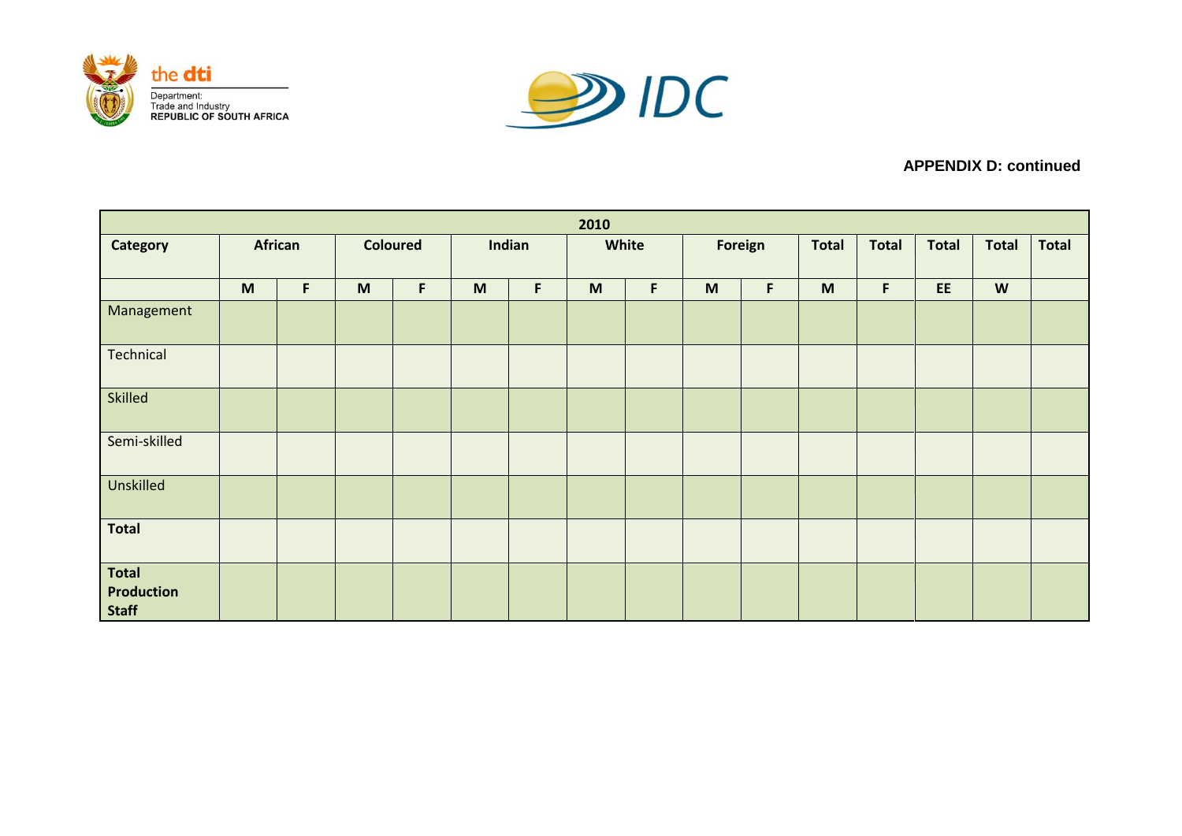**APPENDIX D: continued**

| 2010 | | | | | | | | | | | | | | | |
|---|---|---|---|---|---|---|---|---|---|---|---|---|---|---|---|
| **Category** | **African** | | **Coloured** | | **Indian** | | **White** | | **Foreign** | | **Total** | **Total** | **Total** | **Total** | **Total** |
| | **M** | **F** | **M** | **F** | **M** | **F** | **M** | **F** | **M** | **F** | **M** | **F** | **EE** | **W** | |
| Management | | | | | | | | | | | | | | | |
| Technical | | | | | | | | | | | | | | | |
| Skilled | | | | | | | | | | | | | | | |
| Semi-skilled | | | | | | | | | | | | | | | |
| Unskilled | | | | | | | | | | | | | | | |
| **Total** | | | | | | | | | | | | | | | |
| **Total Production Staff** | | | | | | | | | | | | | | | |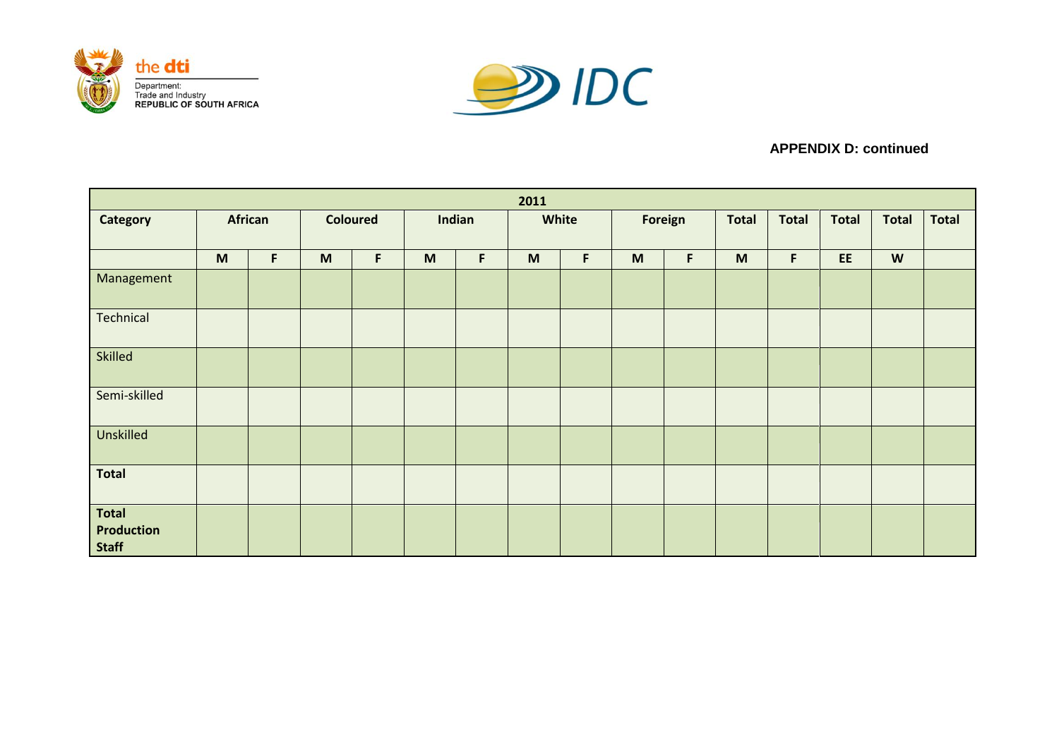**APPENDIX D: continued**

| 2011 | | | | | | | | | | | | | | | |
|---|---|---|---|---|---|---|---|---|---|---|---|---|---|---|---|
| **Category** | **African** | | **Coloured** | | **Indian** | | **White** | | **Foreign** | | **Total** | **Total** | **Total** | **Total** | **Total** |
| | **M** | **F** | **M** | **F** | **M** | **F** | **M** | **F** | **M** | **F** | **M** | **F** | **EE** | **W** | |
| Management | | | | | | | | | | | | | | | |
| Technical | | | | | | | | | | | | | | | |
| Skilled | | | | | | | | | | | | | | | |
| Semi-skilled | | | | | | | | | | | | | | | |
| Unskilled | | | | | | | | | | | | | | | |
| **Total** | | | | | | | | | | | | | | | |
| **Total Production Staff** | | | | | | | | | | | | | | | |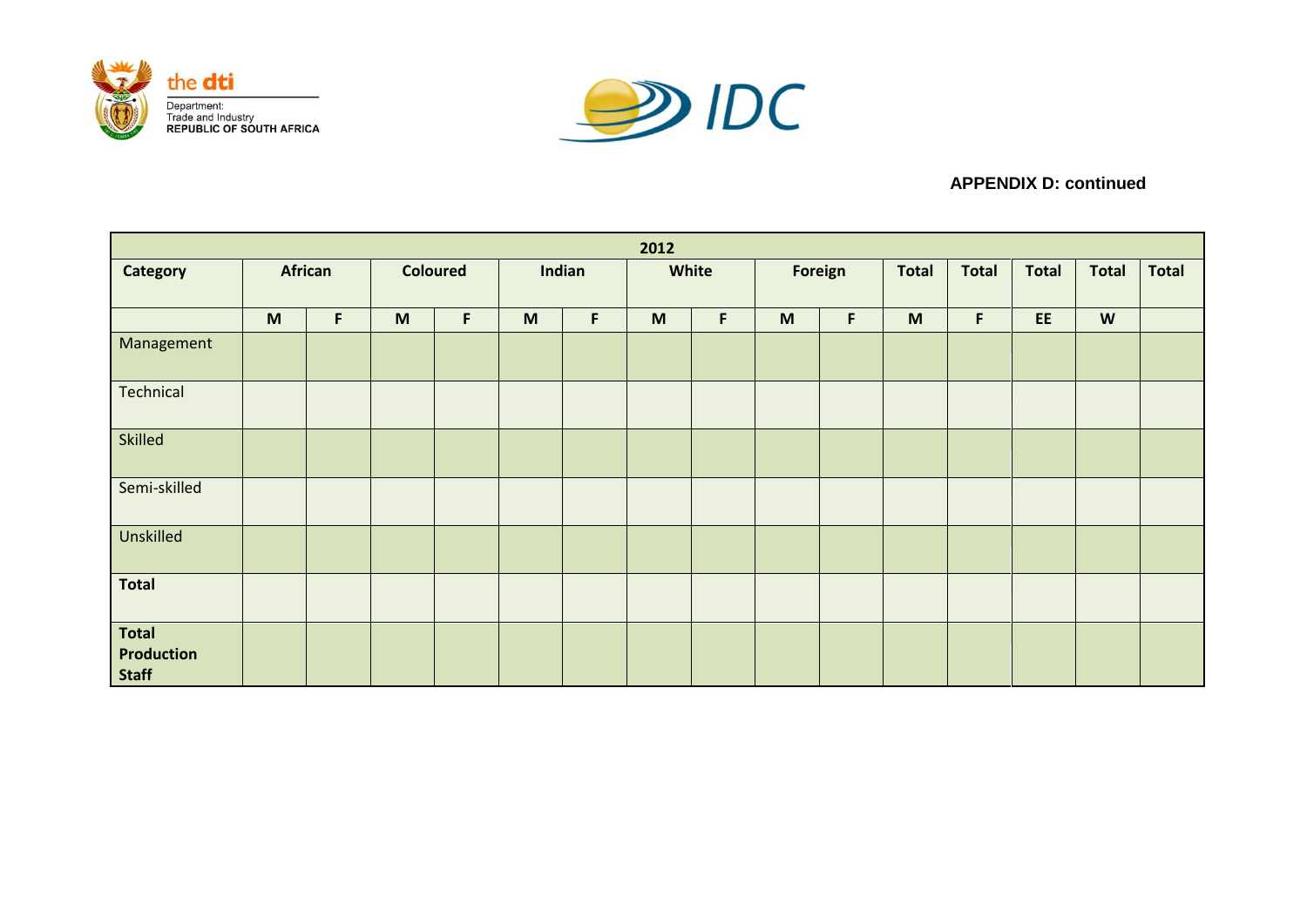**APPENDIX D: continued**

| 2012 | | | | | | | | | | | | | | | |
|---|---|---|---|---|---|---|---|---|---|---|---|---|---|---|---|
| **Category** | **African** | | **Coloured** | | **Indian** | | **White** | | **Foreign** | | **Total** | **Total** | **Total** | **Total** | **Total** |
| | **M** | **F** | **M** | **F** | **M** | **F** | **M** | **F** | **M** | **F** | **M** | **F** | **EE** | **W** | |
| Management | | | | | | | | | | | | | | | |
| Technical | | | | | | | | | | | | | | | |
| Skilled | | | | | | | | | | | | | | | |
| Semi-skilled | | | | | | | | | | | | | | | |
| Unskilled | | | | | | | | | | | | | | | |
| **Total** | | | | | | | | | | | | | | | |
| **Total Production Staff** | | | | | | | | | | | | | | | |